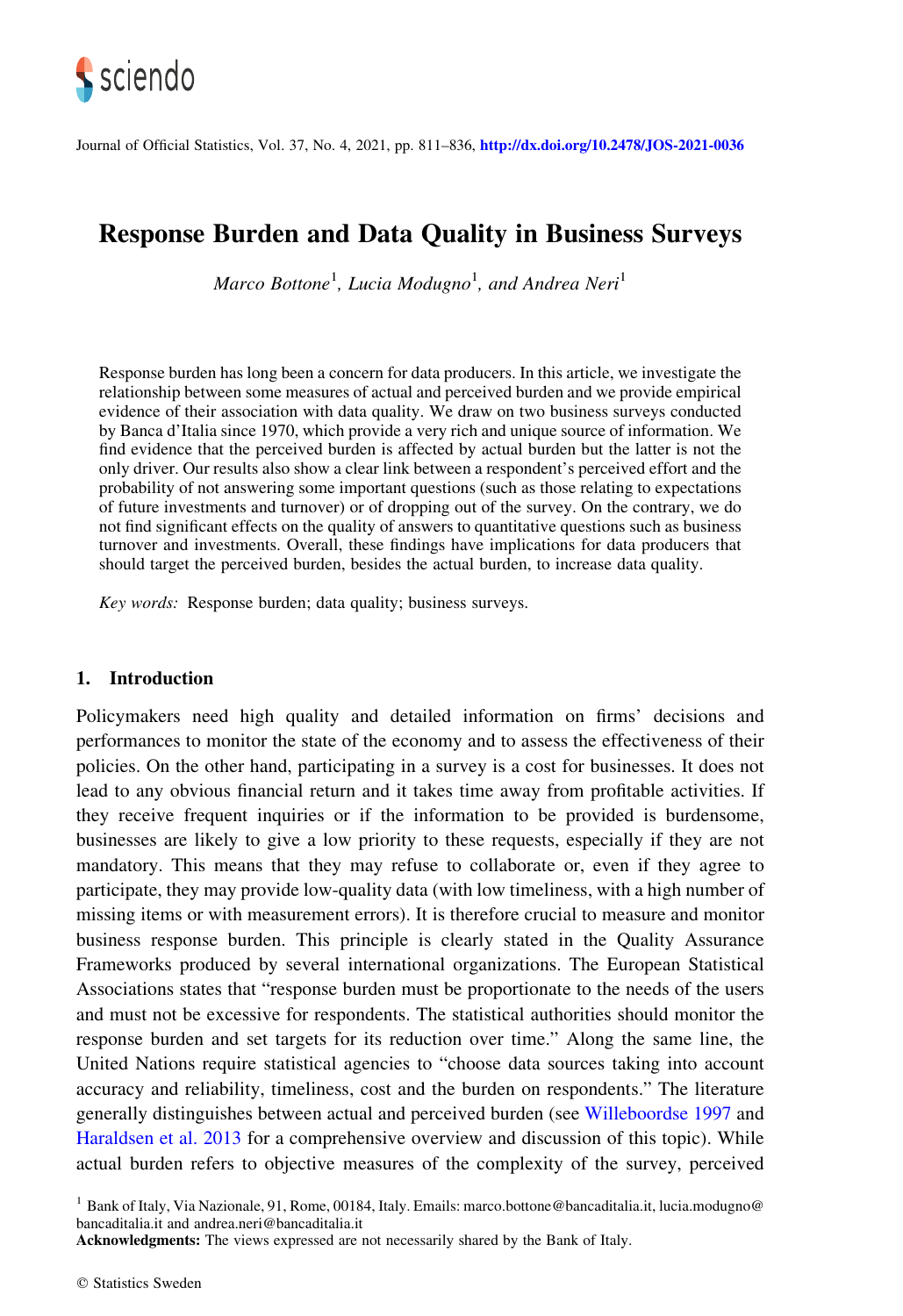# Response Burden and Data Quality in Business Surveys

*Marco Bottone*[1], *Lucia Modugno*[1], *and Andrea Neri*[1]

Response burden has long been a concern for data producers. In this article, we investigate the relationship between some measures of actual and perceived burden and we provide empirical evidence of their association with data quality. We draw on two business surveys conducted by Banca d'Italia since 1970, which provide a very rich and unique source of information. We find evidence that the perceived burden is affected by actual burden but the latter is not the only driver. Our results also show a clear link between a respondent's perceived effort and the probability of not answering some important questions (such as those relating to expectations of future investments and turnover) or of dropping out of the survey. On the contrary, we do not find significant effects on the quality of answers to quantitative questions such as business turnover and investments. Overall, these findings have implications for data producers that should target the perceived burden, besides the actual burden, to increase data quality.

*Key words:* Response burden; data quality; business surveys.

## 1. Introduction

Policymakers need high quality and detailed information on firms' decisions and performances to monitor the state of the economy and to assess the effectiveness of their policies. On the other hand, participating in a survey is a cost for businesses. It does not lead to any obvious financial return and it takes time away from profitable activities. If they receive frequent inquiries or if the information to be provided is burdensome, businesses are likely to give a low priority to these requests, especially if they are not mandatory. This means that they may refuse to collaborate or, even if they agree to participate, they may provide low-quality data (with low timeliness, with a high number of missing items or with measurement errors). It is therefore crucial to measure and monitor business response burden. This principle is clearly stated in the Quality Assurance Frameworks produced by several international organizations. The European Statistical Associations states that "response burden must be proportionate to the needs of the users and must not be excessive for respondents. The statistical authorities should monitor the response burden and set targets for its reduction over time." Along the same line, the United Nations require statistical agencies to "choose data sources taking into account accuracy and reliability, timeliness, cost and the burden on respondents." The literature generally distinguishes between actual and perceived burden (see Willeboordse 1997 and Haraldsen et al. 2013 for a comprehensive overview and discussion of this topic). While actual burden refers to objective measures of the complexity of the survey, perceived

---

[1] Bank of Italy, Via Nazionale, 91, Rome, 00184, Italy. Emails: marco.bottone@bancaditalia.it, lucia.modugno@bancaditalia.it and andrea.neri@bancaditalia.it

**Acknowledgments:** The views expressed are not necessarily shared by the Bank of Italy.

© Statistics Sweden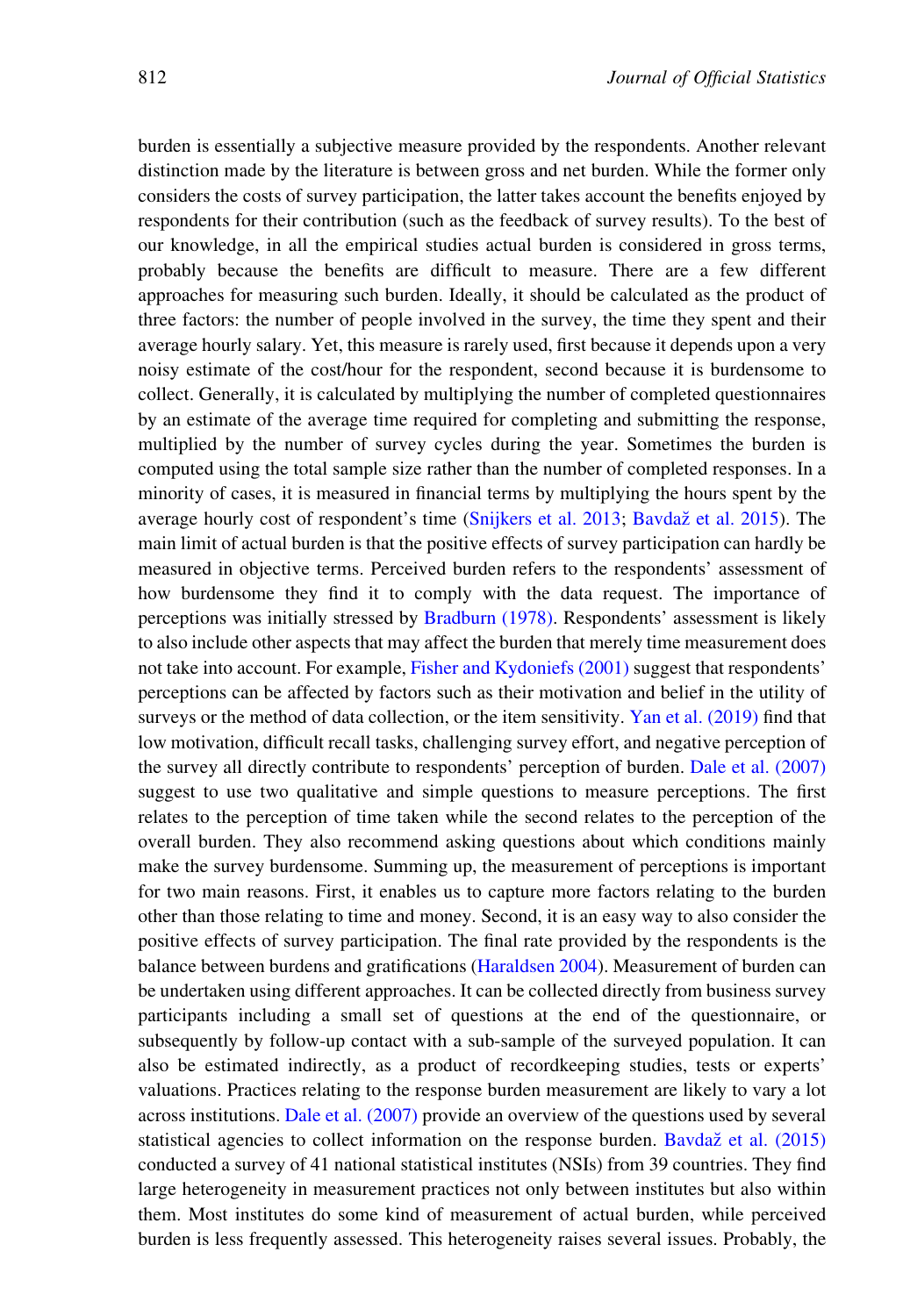burden is essentially a subjective measure provided by the respondents. Another relevant distinction made by the literature is between gross and net burden. While the former only considers the costs of survey participation, the latter takes account the benefits enjoyed by respondents for their contribution (such as the feedback of survey results). To the best of our knowledge, in all the empirical studies actual burden is considered in gross terms, probably because the benefits are difficult to measure. There are a few different approaches for measuring such burden. Ideally, it should be calculated as the product of three factors: the number of people involved in the survey, the time they spent and their average hourly salary. Yet, this measure is rarely used, first because it depends upon a very noisy estimate of the cost/hour for the respondent, second because it is burdensome to collect. Generally, it is calculated by multiplying the number of completed questionnaires by an estimate of the average time required for completing and submitting the response, multiplied by the number of survey cycles during the year. Sometimes the burden is computed using the total sample size rather than the number of completed responses. In a minority of cases, it is measured in financial terms by multiplying the hours spent by the average hourly cost of respondent's time (Snijkers et al. 2013; Bavdaž et al. 2015). The main limit of actual burden is that the positive effects of survey participation can hardly be measured in objective terms. Perceived burden refers to the respondents' assessment of how burdensome they find it to comply with the data request. The importance of perceptions was initially stressed by Bradburn (1978). Respondents' assessment is likely to also include other aspects that may affect the burden that merely time measurement does not take into account. For example, Fisher and Kydoniefs (2001) suggest that respondents' perceptions can be affected by factors such as their motivation and belief in the utility of surveys or the method of data collection, or the item sensitivity. Yan et al. (2019) find that low motivation, difficult recall tasks, challenging survey effort, and negative perception of the survey all directly contribute to respondents' perception of burden. Dale et al. (2007) suggest to use two qualitative and simple questions to measure perceptions. The first relates to the perception of time taken while the second relates to the perception of the overall burden. They also recommend asking questions about which conditions mainly make the survey burdensome. Summing up, the measurement of perceptions is important for two main reasons. First, it enables us to capture more factors relating to the burden other than those relating to time and money. Second, it is an easy way to also consider the positive effects of survey participation. The final rate provided by the respondents is the balance between burdens and gratifications (Haraldsen 2004). Measurement of burden can be undertaken using different approaches. It can be collected directly from business survey participants including a small set of questions at the end of the questionnaire, or subsequently by follow-up contact with a sub-sample of the surveyed population. It can also be estimated indirectly, as a product of recordkeeping studies, tests or experts' valuations. Practices relating to the response burden measurement are likely to vary a lot across institutions. Dale et al. (2007) provide an overview of the questions used by several statistical agencies to collect information on the response burden. Bavdaž et al. (2015) conducted a survey of 41 national statistical institutes (NSIs) from 39 countries. They find large heterogeneity in measurement practices not only between institutes but also within them. Most institutes do some kind of measurement of actual burden, while perceived burden is less frequently assessed. This heterogeneity raises several issues. Probably, the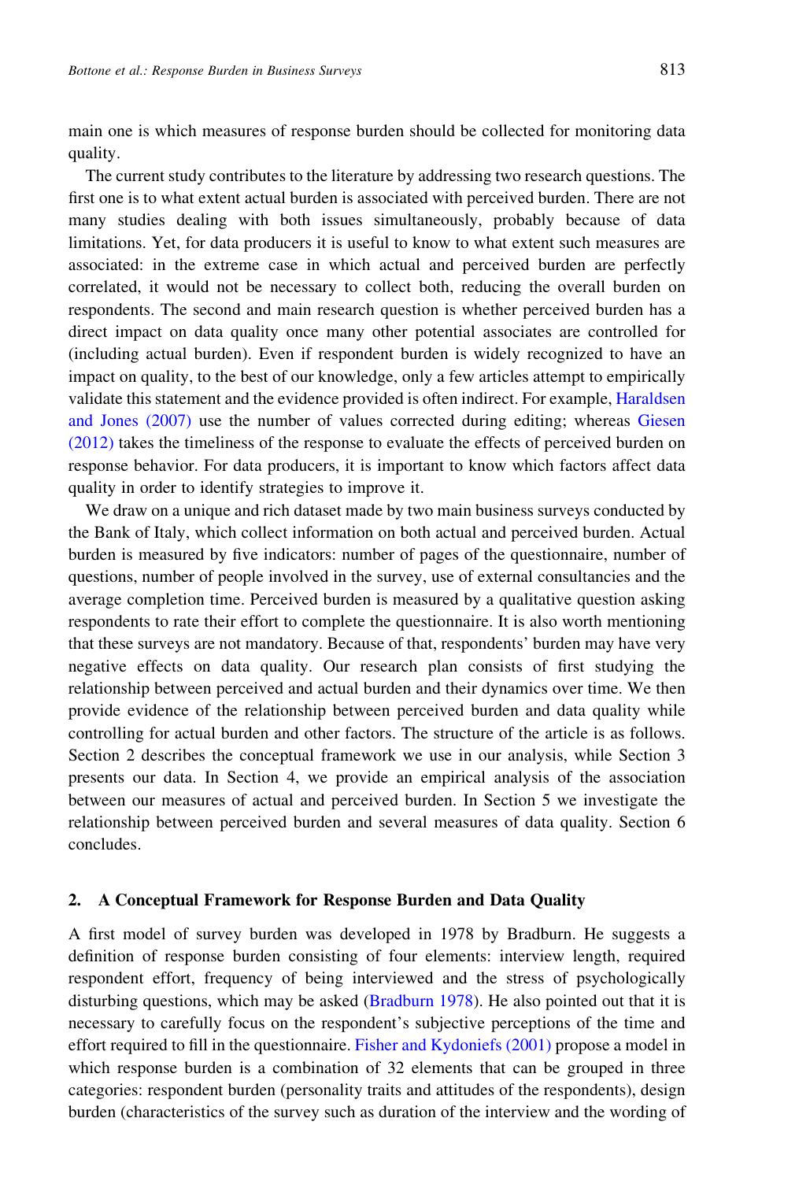main one is which measures of response burden should be collected for monitoring data quality.

The current study contributes to the literature by addressing two research questions. The first one is to what extent actual burden is associated with perceived burden. There are not many studies dealing with both issues simultaneously, probably because of data limitations. Yet, for data producers it is useful to know to what extent such measures are associated: in the extreme case in which actual and perceived burden are perfectly correlated, it would not be necessary to collect both, reducing the overall burden on respondents. The second and main research question is whether perceived burden has a direct impact on data quality once many other potential associates are controlled for (including actual burden). Even if respondent burden is widely recognized to have an impact on quality, to the best of our knowledge, only a few articles attempt to empirically validate this statement and the evidence provided is often indirect. For example, Haraldsen and Jones (2007) use the number of values corrected during editing; whereas Giesen (2012) takes the timeliness of the response to evaluate the effects of perceived burden on response behavior. For data producers, it is important to know which factors affect data quality in order to identify strategies to improve it.

We draw on a unique and rich dataset made by two main business surveys conducted by the Bank of Italy, which collect information on both actual and perceived burden. Actual burden is measured by five indicators: number of pages of the questionnaire, number of questions, number of people involved in the survey, use of external consultancies and the average completion time. Perceived burden is measured by a qualitative question asking respondents to rate their effort to complete the questionnaire. It is also worth mentioning that these surveys are not mandatory. Because of that, respondents' burden may have very negative effects on data quality. Our research plan consists of first studying the relationship between perceived and actual burden and their dynamics over time. We then provide evidence of the relationship between perceived burden and data quality while controlling for actual burden and other factors. The structure of the article is as follows. Section 2 describes the conceptual framework we use in our analysis, while Section 3 presents our data. In Section 4, we provide an empirical analysis of the association between our measures of actual and perceived burden. In Section 5 we investigate the relationship between perceived burden and several measures of data quality. Section 6 concludes.

## 2. A Conceptual Framework for Response Burden and Data Quality

A first model of survey burden was developed in 1978 by Bradburn. He suggests a definition of response burden consisting of four elements: interview length, required respondent effort, frequency of being interviewed and the stress of psychologically disturbing questions, which may be asked (Bradburn 1978). He also pointed out that it is necessary to carefully focus on the respondent's subjective perceptions of the time and effort required to fill in the questionnaire. Fisher and Kydoniefs (2001) propose a model in which response burden is a combination of 32 elements that can be grouped in three categories: respondent burden (personality traits and attitudes of the respondents), design burden (characteristics of the survey such as duration of the interview and the wording of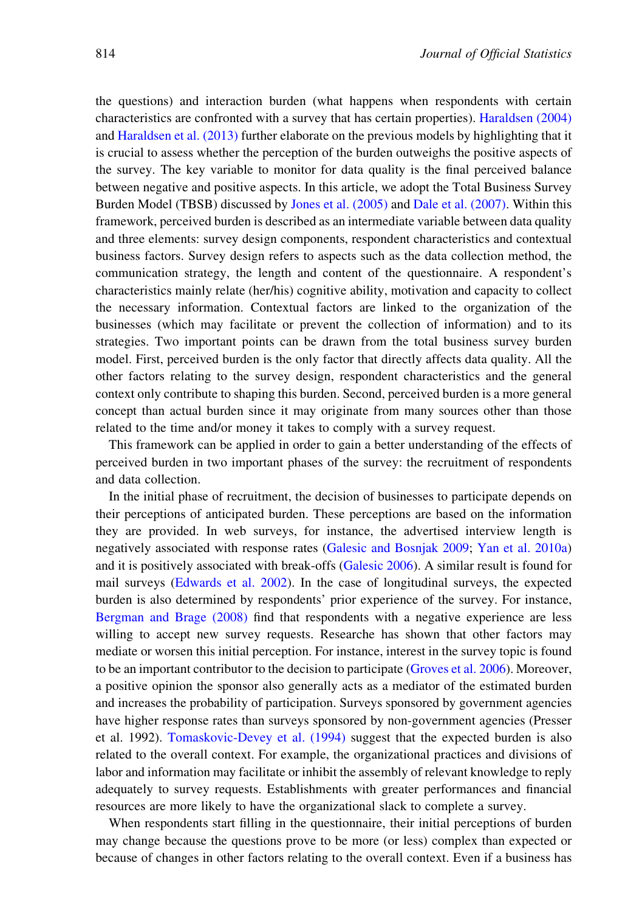the questions) and interaction burden (what happens when respondents with certain characteristics are confronted with a survey that has certain properties). Haraldsen (2004) and Haraldsen et al. (2013) further elaborate on the previous models by highlighting that it is crucial to assess whether the perception of the burden outweighs the positive aspects of the survey. The key variable to monitor for data quality is the final perceived balance between negative and positive aspects. In this article, we adopt the Total Business Survey Burden Model (TBSB) discussed by Jones et al. (2005) and Dale et al. (2007). Within this framework, perceived burden is described as an intermediate variable between data quality and three elements: survey design components, respondent characteristics and contextual business factors. Survey design refers to aspects such as the data collection method, the communication strategy, the length and content of the questionnaire. A respondent's characteristics mainly relate (her/his) cognitive ability, motivation and capacity to collect the necessary information. Contextual factors are linked to the organization of the businesses (which may facilitate or prevent the collection of information) and to its strategies. Two important points can be drawn from the total business survey burden model. First, perceived burden is the only factor that directly affects data quality. All the other factors relating to the survey design, respondent characteristics and the general context only contribute to shaping this burden. Second, perceived burden is a more general concept than actual burden since it may originate from many sources other than those related to the time and/or money it takes to comply with a survey request.

This framework can be applied in order to gain a better understanding of the effects of perceived burden in two important phases of the survey: the recruitment of respondents and data collection.

In the initial phase of recruitment, the decision of businesses to participate depends on their perceptions of anticipated burden. These perceptions are based on the information they are provided. In web surveys, for instance, the advertised interview length is negatively associated with response rates (Galesic and Bosnjak 2009; Yan et al. 2010a) and it is positively associated with break-offs (Galesic 2006). A similar result is found for mail surveys (Edwards et al. 2002). In the case of longitudinal surveys, the expected burden is also determined by respondents' prior experience of the survey. For instance, Bergman and Brage (2008) find that respondents with a negative experience are less willing to accept new survey requests. Researche has shown that other factors may mediate or worsen this initial perception. For instance, interest in the survey topic is found to be an important contributor to the decision to participate (Groves et al. 2006). Moreover, a positive opinion the sponsor also generally acts as a mediator of the estimated burden and increases the probability of participation. Surveys sponsored by government agencies have higher response rates than surveys sponsored by non-government agencies (Presser et al. 1992). Tomaskovic-Devey et al. (1994) suggest that the expected burden is also related to the overall context. For example, the organizational practices and divisions of labor and information may facilitate or inhibit the assembly of relevant knowledge to reply adequately to survey requests. Establishments with greater performances and financial resources are more likely to have the organizational slack to complete a survey.

When respondents start filling in the questionnaire, their initial perceptions of burden may change because the questions prove to be more (or less) complex than expected or because of changes in other factors relating to the overall context. Even if a business has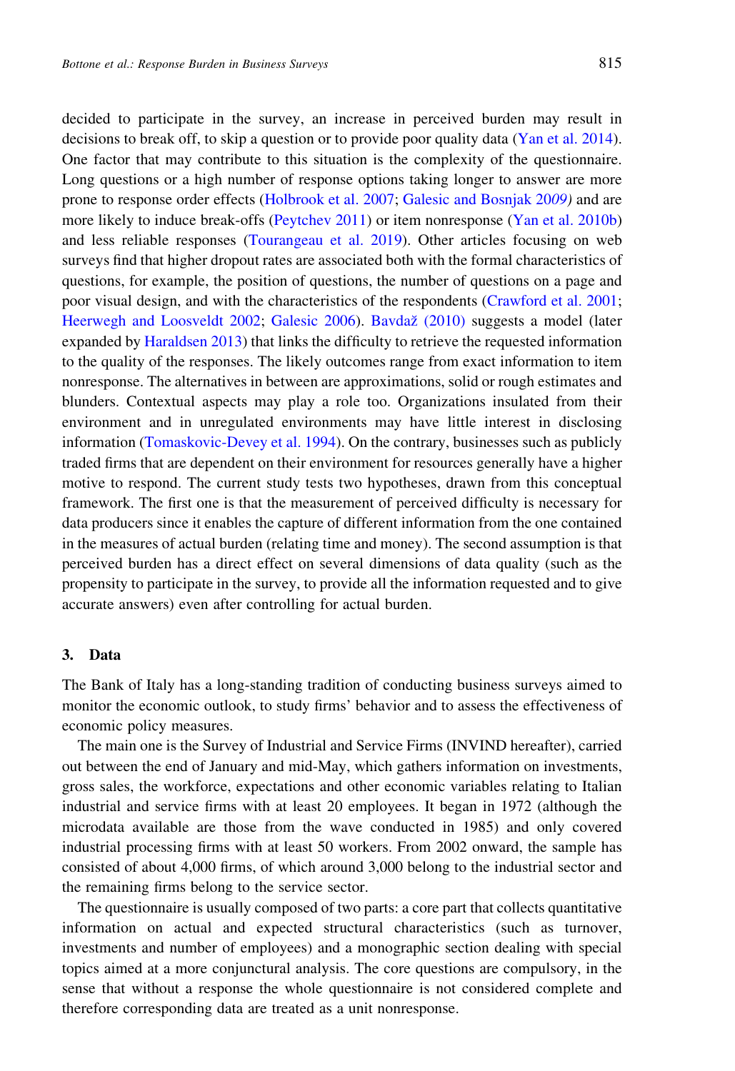decided to participate in the survey, an increase in perceived burden may result in decisions to break off, to skip a question or to provide poor quality data (Yan et al. 2014). One factor that may contribute to this situation is the complexity of the questionnaire. Long questions or a high number of response options taking longer to answer are more prone to response order effects (Holbrook et al. 2007; Galesic and Bosnjak 2009) and are more likely to induce break-offs (Peytchev 2011) or item nonresponse (Yan et al. 2010b) and less reliable responses (Tourangeau et al. 2019). Other articles focusing on web surveys find that higher dropout rates are associated both with the formal characteristics of questions, for example, the position of questions, the number of questions on a page and poor visual design, and with the characteristics of the respondents (Crawford et al. 2001; Heerwegh and Loosveldt 2002; Galesic 2006). Bavdaž (2010) suggests a model (later expanded by Haraldsen 2013) that links the difficulty to retrieve the requested information to the quality of the responses. The likely outcomes range from exact information to item nonresponse. The alternatives in between are approximations, solid or rough estimates and blunders. Contextual aspects may play a role too. Organizations insulated from their environment and in unregulated environments may have little interest in disclosing information (Tomaskovic-Devey et al. 1994). On the contrary, businesses such as publicly traded firms that are dependent on their environment for resources generally have a higher motive to respond. The current study tests two hypotheses, drawn from this conceptual framework. The first one is that the measurement of perceived difficulty is necessary for data producers since it enables the capture of different information from the one contained in the measures of actual burden (relating time and money). The second assumption is that perceived burden has a direct effect on several dimensions of data quality (such as the propensity to participate in the survey, to provide all the information requested and to give accurate answers) even after controlling for actual burden.

## 3. Data

The Bank of Italy has a long-standing tradition of conducting business surveys aimed to monitor the economic outlook, to study firms' behavior and to assess the effectiveness of economic policy measures.

The main one is the Survey of Industrial and Service Firms (INVIND hereafter), carried out between the end of January and mid-May, which gathers information on investments, gross sales, the workforce, expectations and other economic variables relating to Italian industrial and service firms with at least 20 employees. It began in 1972 (although the microdata available are those from the wave conducted in 1985) and only covered industrial processing firms with at least 50 workers. From 2002 onward, the sample has consisted of about 4,000 firms, of which around 3,000 belong to the industrial sector and the remaining firms belong to the service sector.

The questionnaire is usually composed of two parts: a core part that collects quantitative information on actual and expected structural characteristics (such as turnover, investments and number of employees) and a monographic section dealing with special topics aimed at a more conjunctural analysis. The core questions are compulsory, in the sense that without a response the whole questionnaire is not considered complete and therefore corresponding data are treated as a unit nonresponse.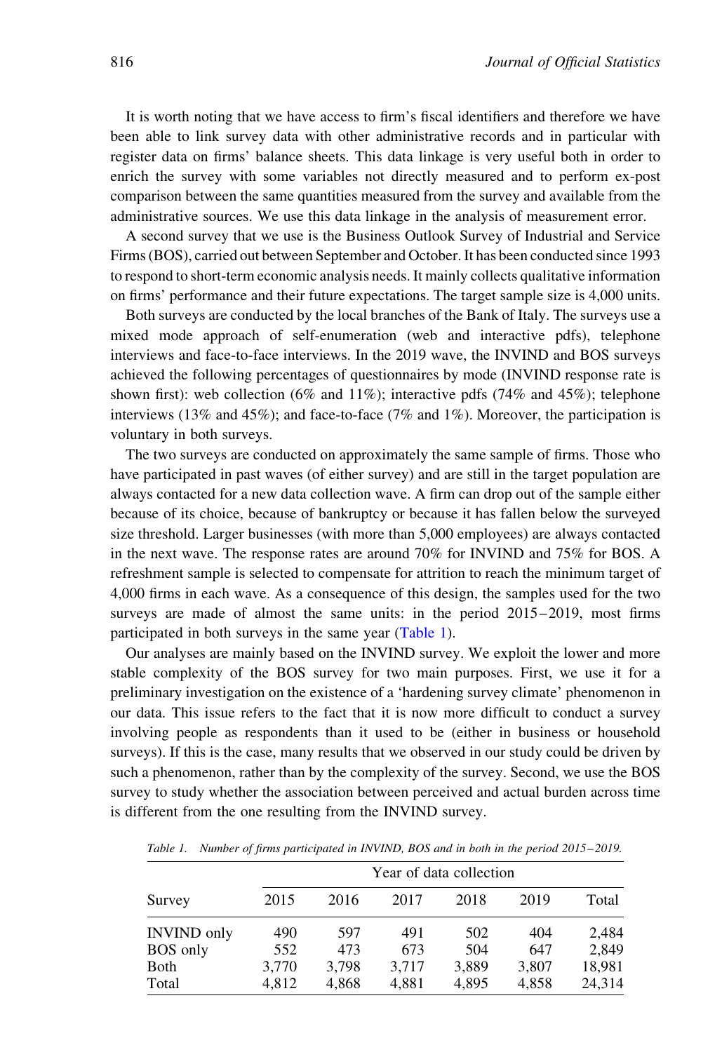It is worth noting that we have access to firm's fiscal identifiers and therefore we have been able to link survey data with other administrative records and in particular with register data on firms' balance sheets. This data linkage is very useful both in order to enrich the survey with some variables not directly measured and to perform ex-post comparison between the same quantities measured from the survey and available from the administrative sources. We use this data linkage in the analysis of measurement error.

A second survey that we use is the Business Outlook Survey of Industrial and Service Firms (BOS), carried out between September and October. It has been conducted since 1993 to respond to short-term economic analysis needs. It mainly collects qualitative information on firms' performance and their future expectations. The target sample size is 4,000 units.

Both surveys are conducted by the local branches of the Bank of Italy. The surveys use a mixed mode approach of self-enumeration (web and interactive pdfs), telephone interviews and face-to-face interviews. In the 2019 wave, the INVIND and BOS surveys achieved the following percentages of questionnaires by mode (INVIND response rate is shown first): web collection (6% and 11%); interactive pdfs (74% and 45%); telephone interviews (13% and 45%); and face-to-face (7% and 1%). Moreover, the participation is voluntary in both surveys.

The two surveys are conducted on approximately the same sample of firms. Those who have participated in past waves (of either survey) and are still in the target population are always contacted for a new data collection wave. A firm can drop out of the sample either because of its choice, because of bankruptcy or because it has fallen below the surveyed size threshold. Larger businesses (with more than 5,000 employees) are always contacted in the next wave. The response rates are around 70% for INVIND and 75% for BOS. A refreshment sample is selected to compensate for attrition to reach the minimum target of 4,000 firms in each wave. As a consequence of this design, the samples used for the two surveys are made of almost the same units: in the period 2015–2019, most firms participated in both surveys in the same year (Table 1).

Our analyses are mainly based on the INVIND survey. We exploit the lower and more stable complexity of the BOS survey for two main purposes. First, we use it for a preliminary investigation on the existence of a 'hardening survey climate' phenomenon in our data. This issue refers to the fact that it is now more difficult to conduct a survey involving people as respondents than it used to be (either in business or household surveys). If this is the case, many results that we observed in our study could be driven by such a phenomenon, rather than by the complexity of the survey. Second, we use the BOS survey to study whether the association between perceived and actual burden across time is different from the one resulting from the INVIND survey.

*Table 1. Number of firms participated in INVIND, BOS and in both in the period 2015–2019.*

| Survey | Year of data collection | | | | | |
|---|---|---|---|---|---|---|
| | 2015 | 2016 | 2017 | 2018 | 2019 | Total |
| INVIND only | 490 | 597 | 491 | 502 | 404 | 2,484 |
| BOS only | 552 | 473 | 673 | 504 | 647 | 2,849 |
| Both | 3,770 | 3,798 | 3,717 | 3,889 | 3,807 | 18,981 |
| Total | 4,812 | 4,868 | 4,881 | 4,895 | 4,858 | 24,314 |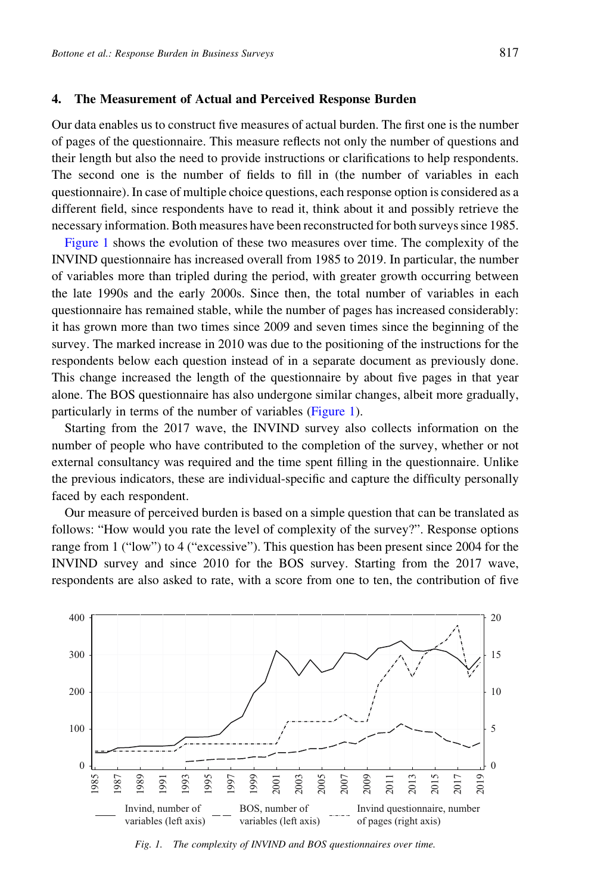## 4. The Measurement of Actual and Perceived Response Burden

Our data enables us to construct five measures of actual burden. The first one is the number of pages of the questionnaire. This measure reflects not only the number of questions and their length but also the need to provide instructions or clarifications to help respondents. The second one is the number of fields to fill in (the number of variables in each questionnaire). In case of multiple choice questions, each response option is considered as a different field, since respondents have to read it, think about it and possibly retrieve the necessary information. Both measures have been reconstructed for both surveys since 1985.

Figure 1 shows the evolution of these two measures over time. The complexity of the INVIND questionnaire has increased overall from 1985 to 2019. In particular, the number of variables more than tripled during the period, with greater growth occurring between the late 1990s and the early 2000s. Since then, the total number of variables in each questionnaire has remained stable, while the number of pages has increased considerably: it has grown more than two times since 2009 and seven times since the beginning of the survey. The marked increase in 2010 was due to the positioning of the instructions for the respondents below each question instead of in a separate document as previously done. This change increased the length of the questionnaire by about five pages in that year alone. The BOS questionnaire has also undergone similar changes, albeit more gradually, particularly in terms of the number of variables (Figure 1).

Starting from the 2017 wave, the INVIND survey also collects information on the number of people who have contributed to the completion of the survey, whether or not external consultancy was required and the time spent filling in the questionnaire. Unlike the previous indicators, these are individual-specific and capture the difficulty personally faced by each respondent.

Our measure of perceived burden is based on a simple question that can be translated as follows: "How would you rate the level of complexity of the survey?". Response options range from 1 ("low") to 4 ("excessive"). This question has been present since 2004 for the INVIND survey and since 2010 for the BOS survey. Starting from the 2017 wave, respondents are also asked to rate, with a score from one to ten, the contribution of five

Fig. 1. The complexity of INVIND and BOS questionnaires over time.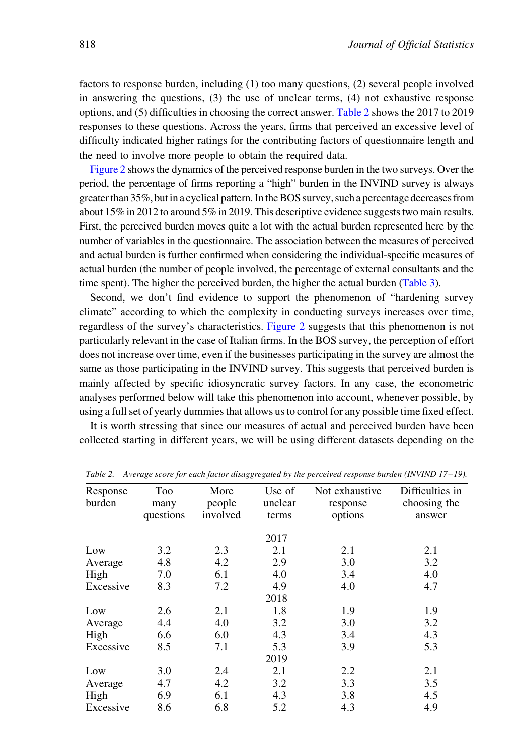factors to response burden, including (1) too many questions, (2) several people involved in answering the questions, (3) the use of unclear terms, (4) not exhaustive response options, and (5) difficulties in choosing the correct answer. Table 2 shows the 2017 to 2019 responses to these questions. Across the years, firms that perceived an excessive level of difficulty indicated higher ratings for the contributing factors of questionnaire length and the need to involve more people to obtain the required data.

Figure 2 shows the dynamics of the perceived response burden in the two surveys. Over the period, the percentage of firms reporting a "high" burden in the INVIND survey is always greater than 35%, but in a cyclical pattern. In the BOS survey, such a percentage decreases from about 15% in 2012 to around 5% in 2019. This descriptive evidence suggests two main results. First, the perceived burden moves quite a lot with the actual burden represented here by the number of variables in the questionnaire. The association between the measures of perceived and actual burden is further confirmed when considering the individual-specific measures of actual burden (the number of people involved, the percentage of external consultants and the time spent). The higher the perceived burden, the higher the actual burden (Table 3).

Second, we don't find evidence to support the phenomenon of "hardening survey climate" according to which the complexity in conducting surveys increases over time, regardless of the survey's characteristics. Figure 2 suggests that this phenomenon is not particularly relevant in the case of Italian firms. In the BOS survey, the perception of effort does not increase over time, even if the businesses participating in the survey are almost the same as those participating in the INVIND survey. This suggests that perceived burden is mainly affected by specific idiosyncratic survey factors. In any case, the econometric analyses performed below will take this phenomenon into account, whenever possible, by using a full set of yearly dummies that allows us to control for any possible time fixed effect.

It is worth stressing that since our measures of actual and perceived burden have been collected starting in different years, we will be using different datasets depending on the

*Table 2. Average score for each factor disaggregated by the perceived response burden (INVIND 17–19).*

| Response burden | Too many questions | More people involved | Use of unclear terms | Not exhaustive response options | Difficulties in choosing the answer |
|---|---|---|---|---|---|
| | | | 2017 | | |
| Low | 3.2 | 2.3 | 2.1 | 2.1 | 2.1 |
| Average | 4.8 | 4.2 | 2.9 | 3.0 | 3.2 |
| High | 7.0 | 6.1 | 4.0 | 3.4 | 4.0 |
| Excessive | 8.3 | 7.2 | 4.9 | 4.0 | 4.7 |
| | | | 2018 | | |
| Low | 2.6 | 2.1 | 1.8 | 1.9 | 1.9 |
| Average | 4.4 | 4.0 | 3.2 | 3.0 | 3.2 |
| High | 6.6 | 6.0 | 4.3 | 3.4 | 4.3 |
| Excessive | 8.5 | 7.1 | 5.3 | 3.9 | 5.3 |
| | | | 2019 | | |
| Low | 3.0 | 2.4 | 2.1 | 2.2 | 2.1 |
| Average | 4.7 | 4.2 | 3.2 | 3.3 | 3.5 |
| High | 6.9 | 6.1 | 4.3 | 3.8 | 4.5 |
| Excessive | 8.6 | 6.8 | 5.2 | 4.3 | 4.9 |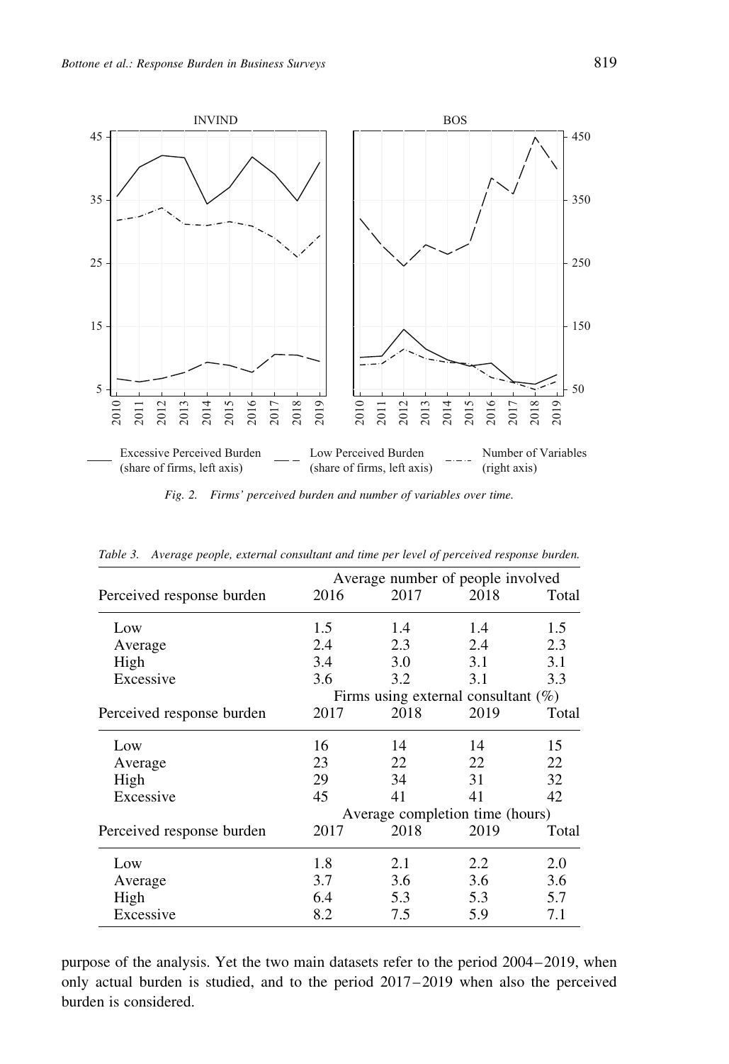Fig. 2. Firms' perceived burden and number of variables over time.

Table 3. Average people, external consultant and time per level of perceived response burden.

| Perceived response burden | Average number of people involved | | | |
|---|---|---|---|---|
| | 2016 | 2017 | 2018 | Total |
| Low | 1.5 | 1.4 | 1.4 | 1.5 |
| Average | 2.4 | 2.3 | 2.4 | 2.3 |
| High | 3.4 | 3.0 | 3.1 | 3.1 |
| Excessive | 3.6 | 3.2 | 3.1 | 3.3 |
| | Firms using external consultant (%) | | | |
| Perceived response burden | 2017 | 2018 | 2019 | Total |
| Low | 16 | 14 | 14 | 15 |
| Average | 23 | 22 | 22 | 22 |
| High | 29 | 34 | 31 | 32 |
| Excessive | 45 | 41 | 41 | 42 |
| | Average completion time (hours) | | | |
| Perceived response burden | 2017 | 2018 | 2019 | Total |
| Low | 1.8 | 2.1 | 2.2 | 2.0 |
| Average | 3.7 | 3.6 | 3.6 | 3.6 |
| High | 6.4 | 5.3 | 5.3 | 5.7 |
| Excessive | 8.2 | 7.5 | 5.9 | 7.1 |

purpose of the analysis. Yet the two main datasets refer to the period 2004–2019, when only actual burden is studied, and to the period 2017–2019 when also the perceived burden is considered.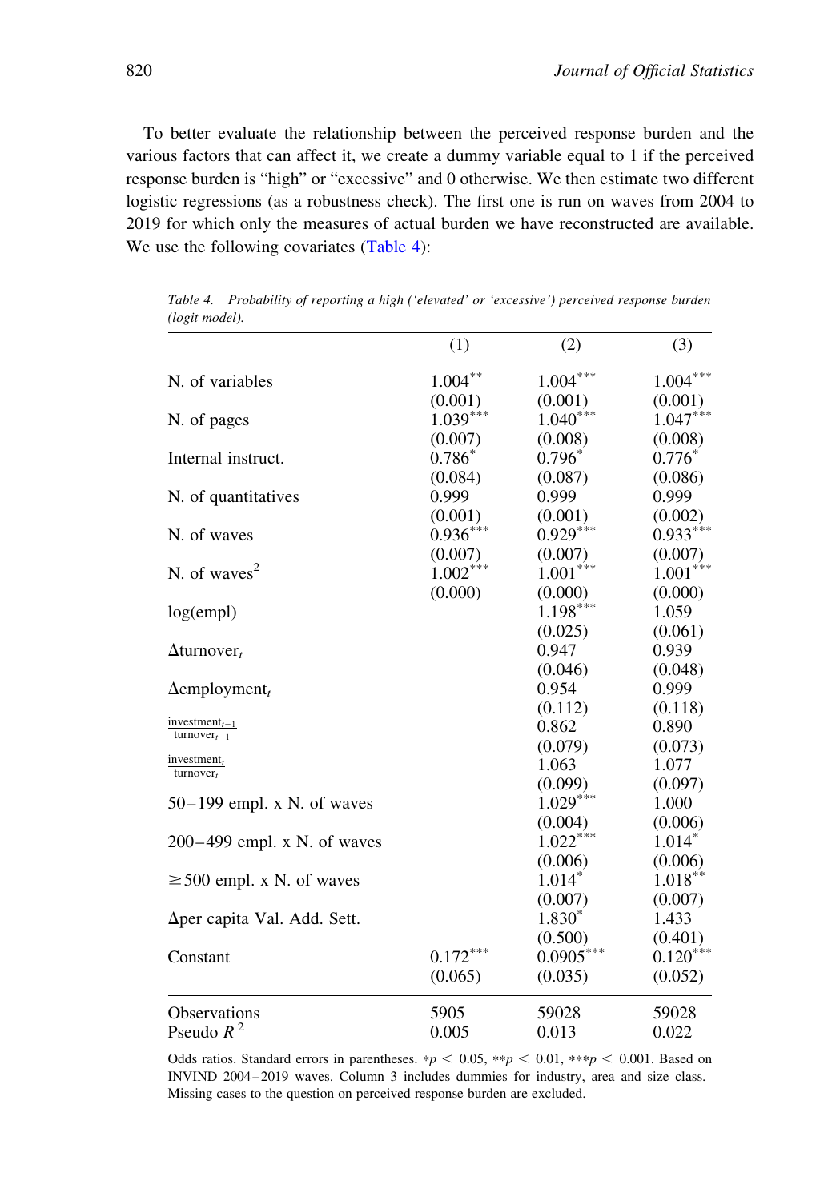To better evaluate the relationship between the perceived response burden and the various factors that can affect it, we create a dummy variable equal to 1 if the perceived response burden is "high" or "excessive" and 0 otherwise. We then estimate two different logistic regressions (as a robustness check). The first one is run on waves from 2004 to 2019 for which only the measures of actual burden we have reconstructed are available. We use the following covariates (Table 4):

*Table 4. Probability of reporting a high ('elevated' or 'excessive') perceived response burden (logit model).*

| | (1) | (2) | (3) |
|---|---|---|---|
| N. of variables | 1.004** | 1.004*** | 1.004*** |
| | (0.001) | (0.001) | (0.001) |
| N. of pages | 1.039*** | 1.040*** | 1.047*** |
| | (0.007) | (0.008) | (0.008) |
| Internal instruct. | 0.786* | 0.796* | 0.776* |
| | (0.084) | (0.087) | (0.086) |
| N. of quantitatives | 0.999 | 0.999 | 0.999 |
| | (0.001) | (0.001) | (0.002) |
| N. of waves | 0.936*** | 0.929*** | 0.933*** |
| | (0.007) | (0.007) | (0.007) |
| N. of waves$^2$ | 1.002*** | 1.001*** | 1.001*** |
| | (0.000) | (0.000) | (0.000) |
| log(empl) | | 1.198*** | 1.059 |
| | | (0.025) | (0.061) |
| $\Delta$turnover$_t$ | | 0.947 | 0.939 |
| | | (0.046) | (0.048) |
| $\Delta$employment$_t$ | | 0.954 | 0.999 |
| | | (0.112) | (0.118) |
| $\frac{\text{investment}_{t-1}}{\text{turnover}_{t-1}}$ | | 0.862 | 0.890 |
| | | (0.079) | (0.073) |
| $\frac{\text{investment}_{t}}{\text{turnover}_{t}}$ | | 1.063 | 1.077 |
| | | (0.099) | (0.097) |
| 50–199 empl. x N. of waves | | 1.029*** | 1.000 |
| | | (0.004) | (0.006) |
| 200–499 empl. x N. of waves | | 1.022*** | 1.014* |
| | | (0.006) | (0.006) |
| $\geq$500 empl. x N. of waves | | 1.014* | 1.018** |
| | | (0.007) | (0.007) |
| $\Delta$per capita Val. Add. Sett. | | 1.830* | 1.433 |
| | | (0.500) | (0.401) |
| Constant | 0.172*** | 0.0905*** | 0.120*** |
| | (0.065) | (0.035) | (0.052) |
| Observations | 5905 | 59028 | 59028 |
| Pseudo $R^2$ | 0.005 | 0.013 | 0.022 |

Odds ratios. Standard errors in parentheses. $*p < 0.05$, $**p < 0.01$, $***p < 0.001$. Based on INVIND 2004–2019 waves. Column 3 includes dummies for industry, area and size class. Missing cases to the question on perceived response burden are excluded.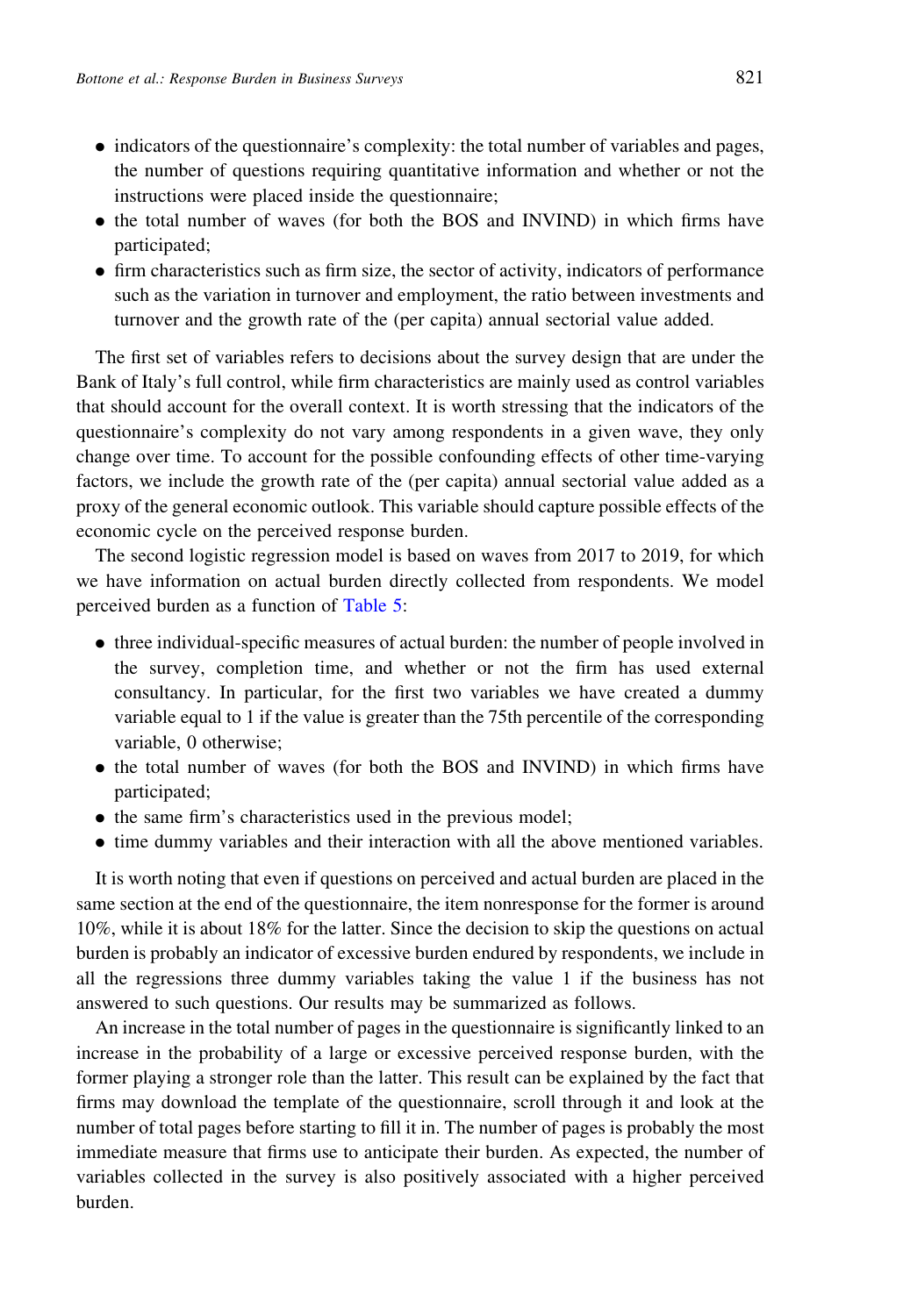- indicators of the questionnaire's complexity: the total number of variables and pages, the number of questions requiring quantitative information and whether or not the instructions were placed inside the questionnaire;
- the total number of waves (for both the BOS and INVIND) in which firms have participated;
- firm characteristics such as firm size, the sector of activity, indicators of performance such as the variation in turnover and employment, the ratio between investments and turnover and the growth rate of the (per capita) annual sectorial value added.

The first set of variables refers to decisions about the survey design that are under the Bank of Italy's full control, while firm characteristics are mainly used as control variables that should account for the overall context. It is worth stressing that the indicators of the questionnaire's complexity do not vary among respondents in a given wave, they only change over time. To account for the possible confounding effects of other time-varying factors, we include the growth rate of the (per capita) annual sectorial value added as a proxy of the general economic outlook. This variable should capture possible effects of the economic cycle on the perceived response burden.

The second logistic regression model is based on waves from 2017 to 2019, for which we have information on actual burden directly collected from respondents. We model perceived burden as a function of Table 5:

- three individual-specific measures of actual burden: the number of people involved in the survey, completion time, and whether or not the firm has used external consultancy. In particular, for the first two variables we have created a dummy variable equal to 1 if the value is greater than the 75th percentile of the corresponding variable, 0 otherwise;
- the total number of waves (for both the BOS and INVIND) in which firms have participated;
- the same firm's characteristics used in the previous model;
- time dummy variables and their interaction with all the above mentioned variables.

It is worth noting that even if questions on perceived and actual burden are placed in the same section at the end of the questionnaire, the item nonresponse for the former is around 10%, while it is about 18% for the latter. Since the decision to skip the questions on actual burden is probably an indicator of excessive burden endured by respondents, we include in all the regressions three dummy variables taking the value 1 if the business has not answered to such questions. Our results may be summarized as follows.

An increase in the total number of pages in the questionnaire is significantly linked to an increase in the probability of a large or excessive perceived response burden, with the former playing a stronger role than the latter. This result can be explained by the fact that firms may download the template of the questionnaire, scroll through it and look at the number of total pages before starting to fill it in. The number of pages is probably the most immediate measure that firms use to anticipate their burden. As expected, the number of variables collected in the survey is also positively associated with a higher perceived burden.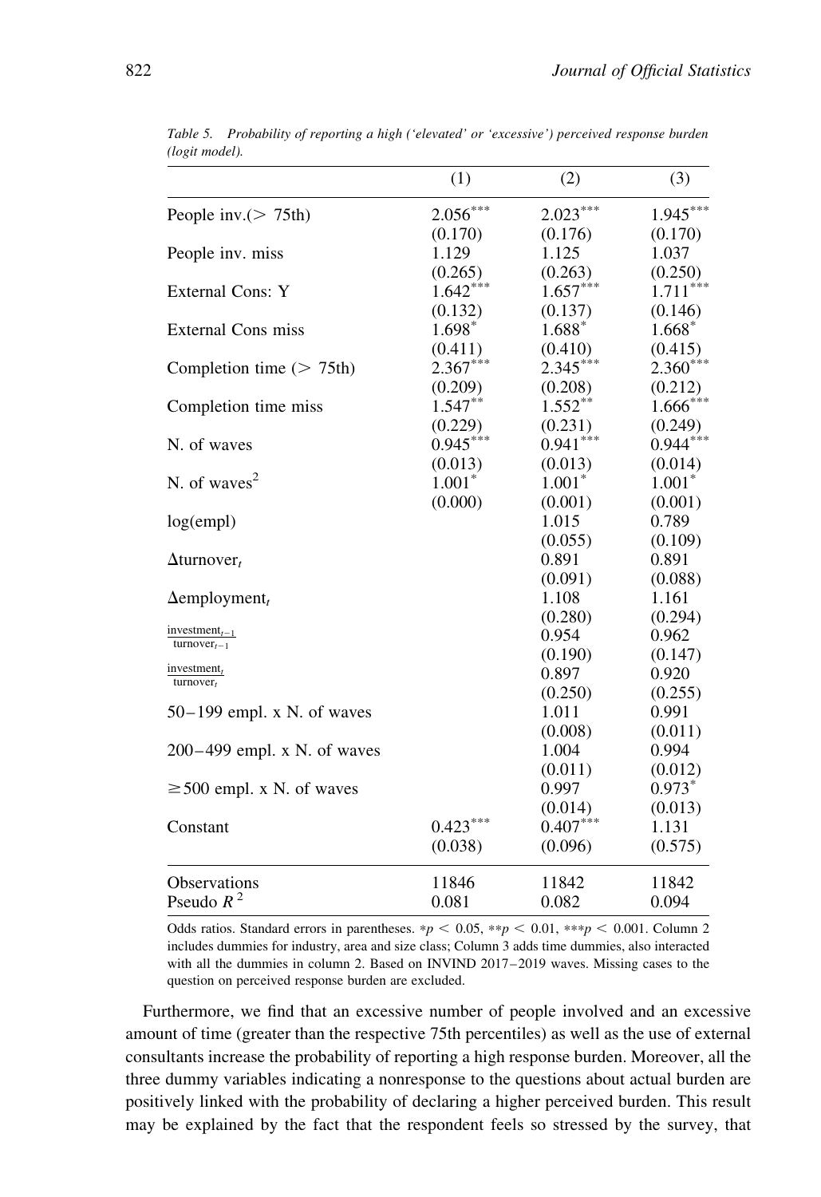*Table 5. Probability of reporting a high ('elevated' or 'excessive') perceived response burden (logit model).*

| | (1) | (2) | (3) |
|---|---|---|---|
| People inv.(> 75th) | 2.056*** | 2.023*** | 1.945*** |
| | (0.170) | (0.176) | (0.170) |
| People inv. miss | 1.129 | 1.125 | 1.037 |
| | (0.265) | (0.263) | (0.250) |
| External Cons: Y | 1.642*** | 1.657*** | 1.711*** |
| | (0.132) | (0.137) | (0.146) |
| External Cons miss | 1.698* | 1.688* | 1.668* |
| | (0.411) | (0.410) | (0.415) |
| Completion time (> 75th) | 2.367*** | 2.345*** | 2.360*** |
| | (0.209) | (0.208) | (0.212) |
| Completion time miss | 1.547** | 1.552** | 1.666*** |
| | (0.229) | (0.231) | (0.249) |
| N. of waves | 0.945*** | 0.941*** | 0.944*** |
| | (0.013) | (0.013) | (0.014) |
| N. of waves$^2$ | 1.001* | 1.001* | 1.001* |
| | (0.000) | (0.001) | (0.001) |
| log(empl) | | 1.015 | 0.789 |
| | | (0.055) | (0.109) |
| $\Delta$turnover$_t$ | | 0.891 | 0.891 |
| | | (0.091) | (0.088) |
| $\Delta$employment$_t$ | | 1.108 | 1.161 |
| | | (0.280) | (0.294) |
| $\frac{\text{investment}_{t-1}}{\text{turnover}_{t-1}}$ | | 0.954 | 0.962 |
| | | (0.190) | (0.147) |
| $\frac{\text{investment}_{t}}{\text{turnover}_{t}}$ | | 0.897 | 0.920 |
| | | (0.250) | (0.255) |
| 50–199 empl. x N. of waves | | 1.011 | 0.991 |
| | | (0.008) | (0.011) |
| 200–499 empl. x N. of waves | | 1.004 | 0.994 |
| | | (0.011) | (0.012) |
| ≥500 empl. x N. of waves | | 0.997 | 0.973* |
| | | (0.014) | (0.013) |
| Constant | 0.423*** | 0.407*** | 1.131 |
| | (0.038) | (0.096) | (0.575) |
| Observations | 11846 | 11842 | 11842 |
| Pseudo $R^2$ | 0.081 | 0.082 | 0.094 |

Odds ratios. Standard errors in parentheses. *$p < 0.05$, **$p < 0.01$, ***$p < 0.001$. Column 2 includes dummies for industry, area and size class; Column 3 adds time dummies, also interacted with all the dummies in column 2. Based on INVIND 2017–2019 waves. Missing cases to the question on perceived response burden are excluded.

Furthermore, we find that an excessive number of people involved and an excessive amount of time (greater than the respective 75th percentiles) as well as the use of external consultants increase the probability of reporting a high response burden. Moreover, all the three dummy variables indicating a nonresponse to the questions about actual burden are positively linked with the probability of declaring a higher perceived burden. This result may be explained by the fact that the respondent feels so stressed by the survey, that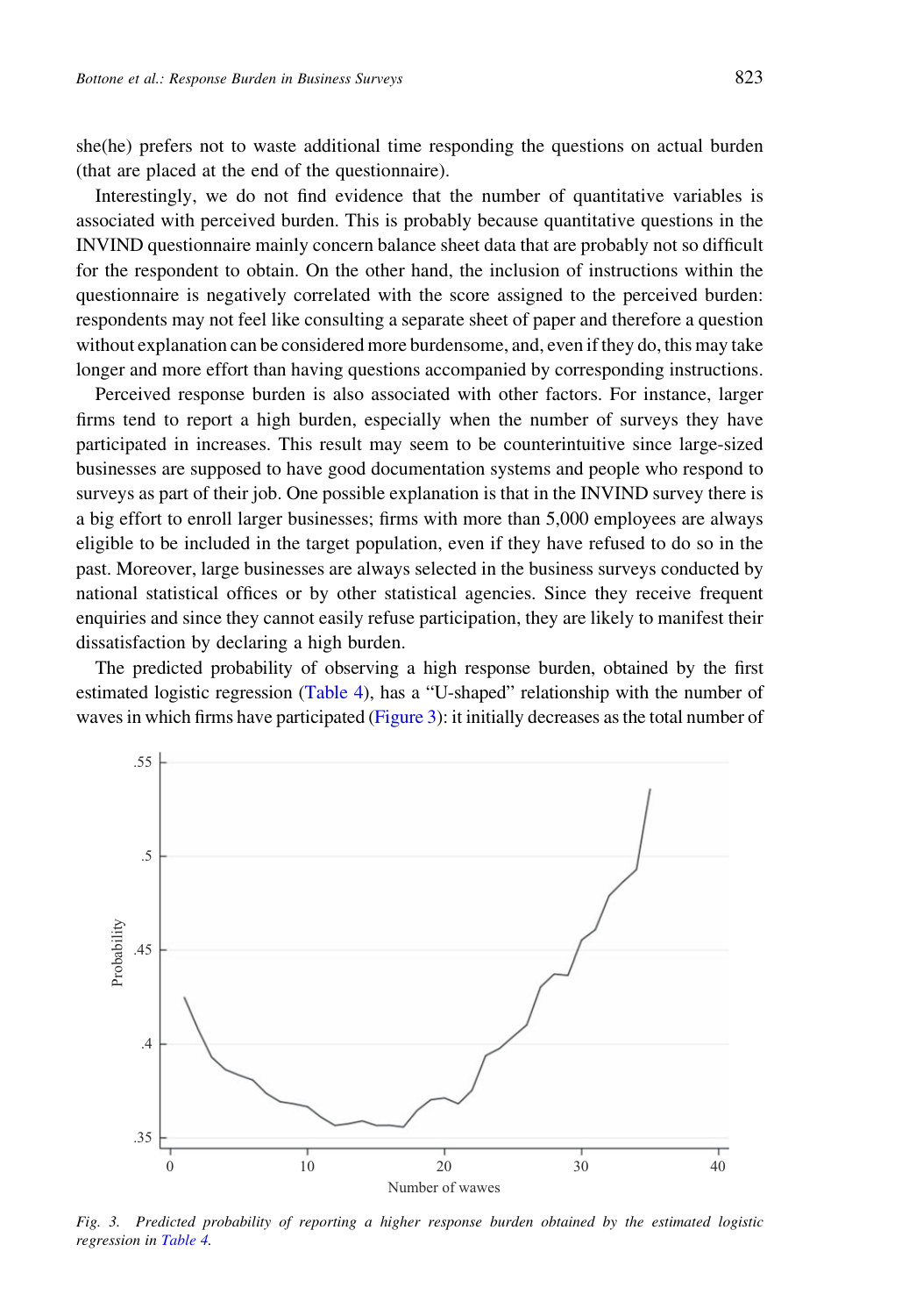she(he) prefers not to waste additional time responding the questions on actual burden (that are placed at the end of the questionnaire).

Interestingly, we do not find evidence that the number of quantitative variables is associated with perceived burden. This is probably because quantitative questions in the INVIND questionnaire mainly concern balance sheet data that are probably not so difficult for the respondent to obtain. On the other hand, the inclusion of instructions within the questionnaire is negatively correlated with the score assigned to the perceived burden: respondents may not feel like consulting a separate sheet of paper and therefore a question without explanation can be considered more burdensome, and, even if they do, this may take longer and more effort than having questions accompanied by corresponding instructions.

Perceived response burden is also associated with other factors. For instance, larger firms tend to report a high burden, especially when the number of surveys they have participated in increases. This result may seem to be counterintuitive since large-sized businesses are supposed to have good documentation systems and people who respond to surveys as part of their job. One possible explanation is that in the INVIND survey there is a big effort to enroll larger businesses; firms with more than 5,000 employees are always eligible to be included in the target population, even if they have refused to do so in the past. Moreover, large businesses are always selected in the business surveys conducted by national statistical offices or by other statistical agencies. Since they receive frequent enquiries and since they cannot easily refuse participation, they are likely to manifest their dissatisfaction by declaring a high burden.

The predicted probability of observing a high response burden, obtained by the first estimated logistic regression (Table 4), has a "U-shaped" relationship with the number of waves in which firms have participated (Figure 3): it initially decreases as the total number of

*Fig. 3. Predicted probability of reporting a higher response burden obtained by the estimated logistic regression in Table 4.*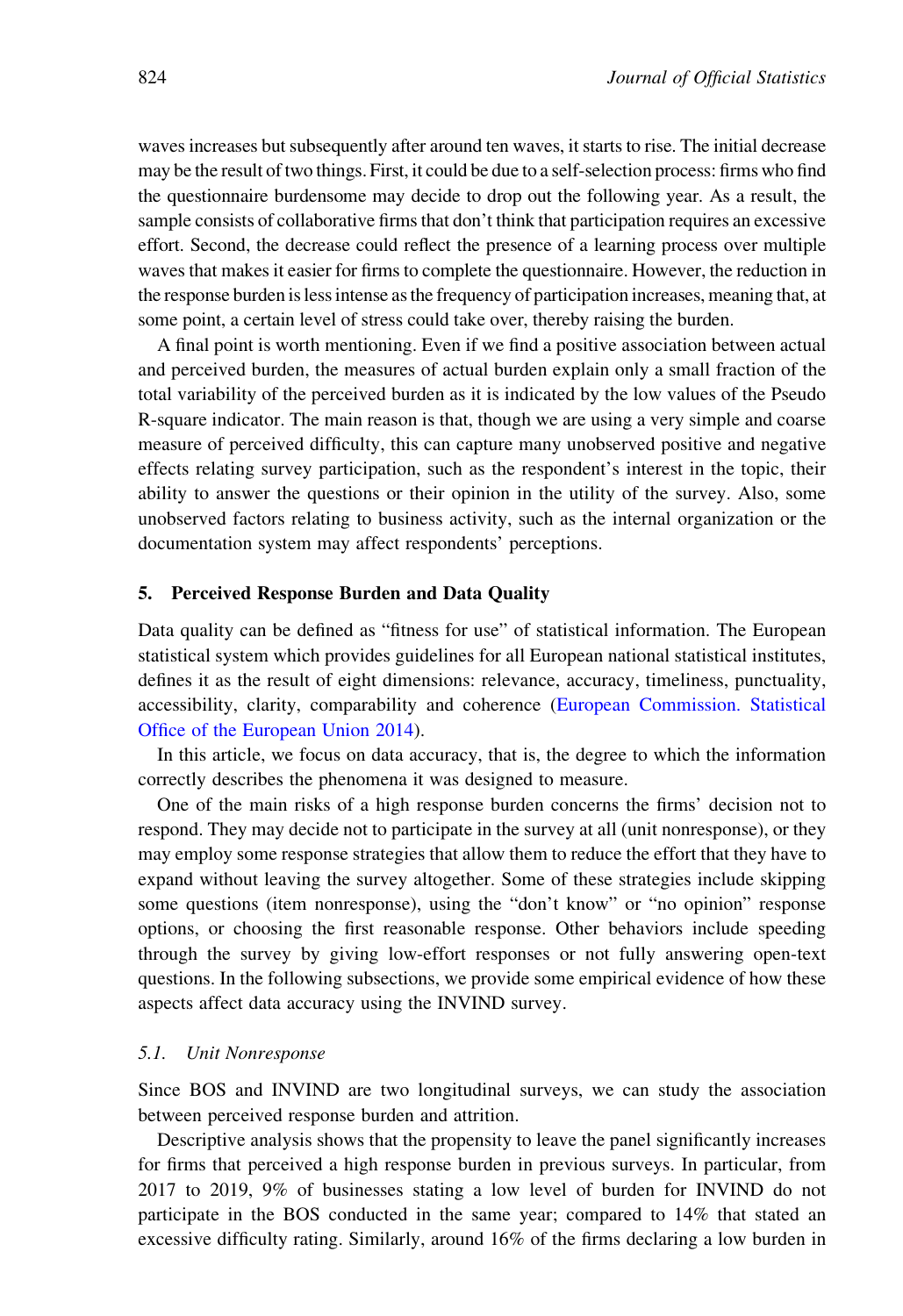waves increases but subsequently after around ten waves, it starts to rise. The initial decrease may be the result of two things. First, it could be due to a self-selection process: firms who find the questionnaire burdensome may decide to drop out the following year. As a result, the sample consists of collaborative firms that don't think that participation requires an excessive effort. Second, the decrease could reflect the presence of a learning process over multiple waves that makes it easier for firms to complete the questionnaire. However, the reduction in the response burden is less intense as the frequency of participation increases, meaning that, at some point, a certain level of stress could take over, thereby raising the burden.

A final point is worth mentioning. Even if we find a positive association between actual and perceived burden, the measures of actual burden explain only a small fraction of the total variability of the perceived burden as it is indicated by the low values of the Pseudo R-square indicator. The main reason is that, though we are using a very simple and coarse measure of perceived difficulty, this can capture many unobserved positive and negative effects relating survey participation, such as the respondent's interest in the topic, their ability to answer the questions or their opinion in the utility of the survey. Also, some unobserved factors relating to business activity, such as the internal organization or the documentation system may affect respondents' perceptions.

## 5. Perceived Response Burden and Data Quality

Data quality can be defined as "fitness for use" of statistical information. The European statistical system which provides guidelines for all European national statistical institutes, defines it as the result of eight dimensions: relevance, accuracy, timeliness, punctuality, accessibility, clarity, comparability and coherence (European Commission. Statistical Office of the European Union 2014).

In this article, we focus on data accuracy, that is, the degree to which the information correctly describes the phenomena it was designed to measure.

One of the main risks of a high response burden concerns the firms' decision not to respond. They may decide not to participate in the survey at all (unit nonresponse), or they may employ some response strategies that allow them to reduce the effort that they have to expand without leaving the survey altogether. Some of these strategies include skipping some questions (item nonresponse), using the "don't know" or "no opinion" response options, or choosing the first reasonable response. Other behaviors include speeding through the survey by giving low-effort responses or not fully answering open-text questions. In the following subsections, we provide some empirical evidence of how these aspects affect data accuracy using the INVIND survey.

### 5.1. *Unit Nonresponse*

Since BOS and INVIND are two longitudinal surveys, we can study the association between perceived response burden and attrition.

Descriptive analysis shows that the propensity to leave the panel significantly increases for firms that perceived a high response burden in previous surveys. In particular, from 2017 to 2019, 9% of businesses stating a low level of burden for INVIND do not participate in the BOS conducted in the same year; compared to 14% that stated an excessive difficulty rating. Similarly, around 16% of the firms declaring a low burden in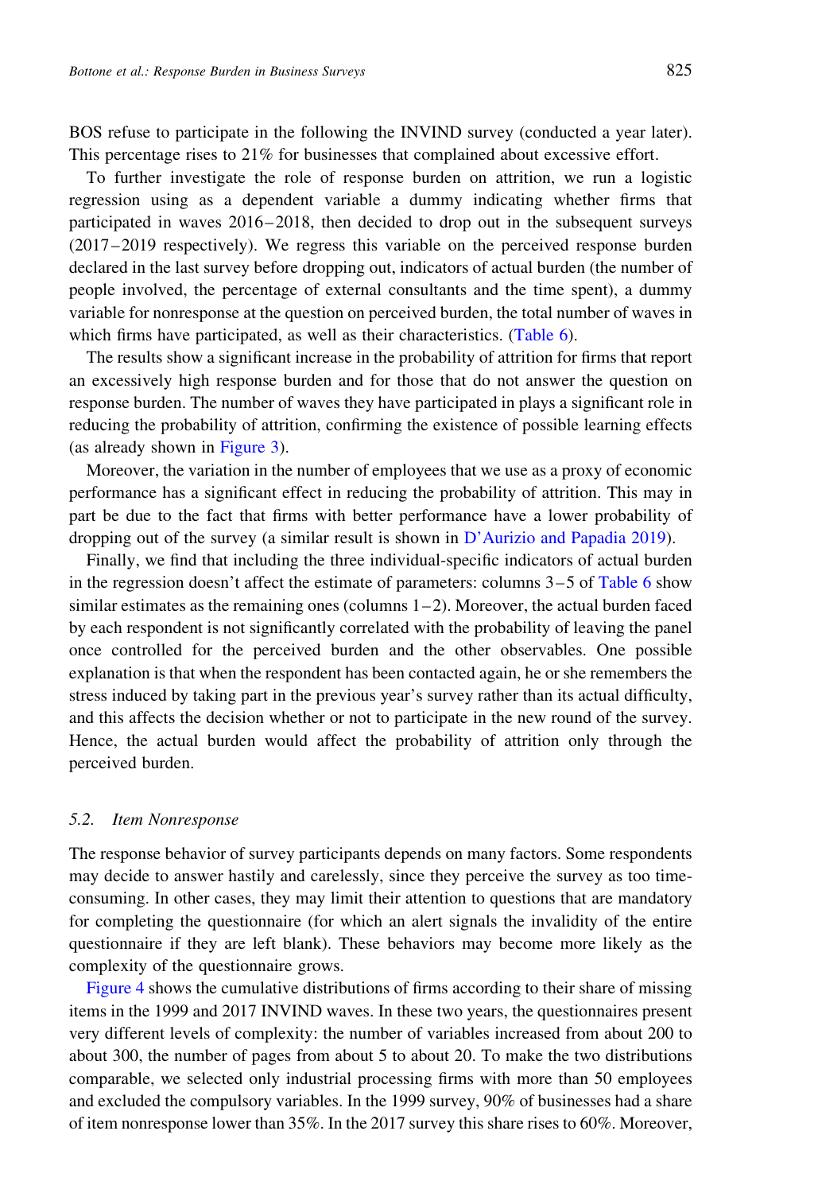BOS refuse to participate in the following the INVIND survey (conducted a year later). This percentage rises to 21% for businesses that complained about excessive effort.

To further investigate the role of response burden on attrition, we run a logistic regression using as a dependent variable a dummy indicating whether firms that participated in waves 2016–2018, then decided to drop out in the subsequent surveys (2017–2019 respectively). We regress this variable on the perceived response burden declared in the last survey before dropping out, indicators of actual burden (the number of people involved, the percentage of external consultants and the time spent), a dummy variable for nonresponse at the question on perceived burden, the total number of waves in which firms have participated, as well as their characteristics. (Table 6).

The results show a significant increase in the probability of attrition for firms that report an excessively high response burden and for those that do not answer the question on response burden. The number of waves they have participated in plays a significant role in reducing the probability of attrition, confirming the existence of possible learning effects (as already shown in Figure 3).

Moreover, the variation in the number of employees that we use as a proxy of economic performance has a significant effect in reducing the probability of attrition. This may in part be due to the fact that firms with better performance have a lower probability of dropping out of the survey (a similar result is shown in D'Aurizio and Papadia 2019).

Finally, we find that including the three individual-specific indicators of actual burden in the regression doesn't affect the estimate of parameters: columns 3–5 of Table 6 show similar estimates as the remaining ones (columns 1–2). Moreover, the actual burden faced by each respondent is not significantly correlated with the probability of leaving the panel once controlled for the perceived burden and the other observables. One possible explanation is that when the respondent has been contacted again, he or she remembers the stress induced by taking part in the previous year's survey rather than its actual difficulty, and this affects the decision whether or not to participate in the new round of the survey. Hence, the actual burden would affect the probability of attrition only through the perceived burden.

### 5.2. *Item Nonresponse*

The response behavior of survey participants depends on many factors. Some respondents may decide to answer hastily and carelessly, since they perceive the survey as too time-consuming. In other cases, they may limit their attention to questions that are mandatory for completing the questionnaire (for which an alert signals the invalidity of the entire questionnaire if they are left blank). These behaviors may become more likely as the complexity of the questionnaire grows.

Figure 4 shows the cumulative distributions of firms according to their share of missing items in the 1999 and 2017 INVIND waves. In these two years, the questionnaires present very different levels of complexity: the number of variables increased from about 200 to about 300, the number of pages from about 5 to about 20. To make the two distributions comparable, we selected only industrial processing firms with more than 50 employees and excluded the compulsory variables. In the 1999 survey, 90% of businesses had a share of item nonresponse lower than 35%. In the 2017 survey this share rises to 60%. Moreover,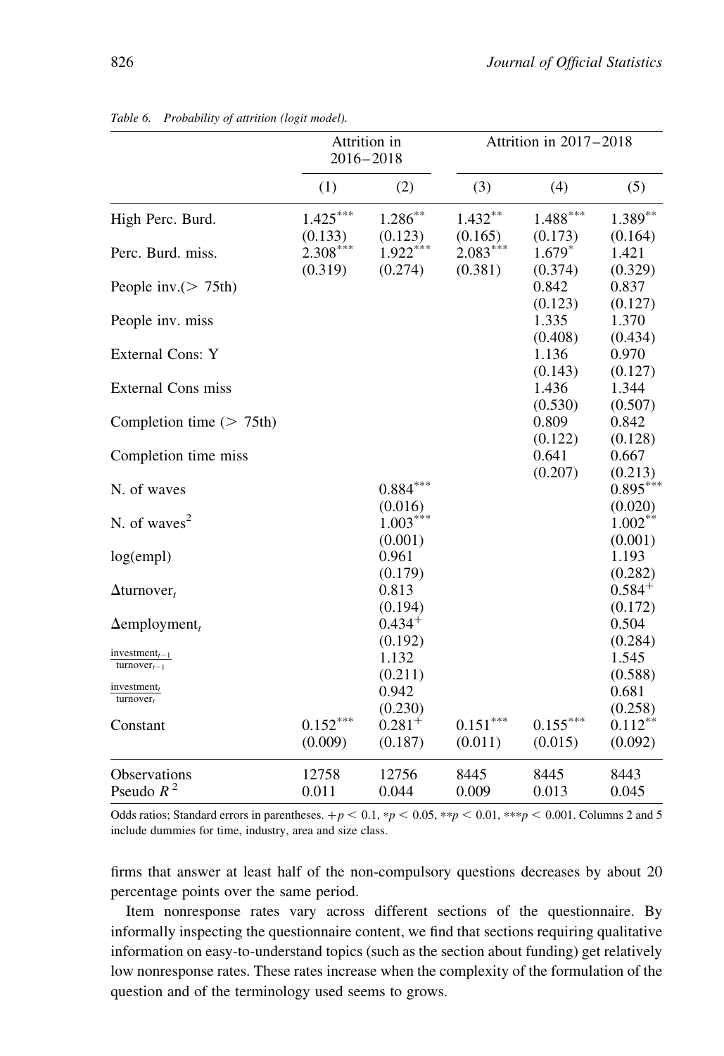Table 6. *Probability of attrition (logit model).*

| | Attrition in 2016–2018 | | Attrition in 2017–2018 | | |
|---|---|---|---|---|---|
| | (1) | (2) | (3) | (4) | (5) |
| High Perc. Burd. | 1.425*** | 1.286** | 1.432** | 1.488*** | 1.389** |
| | (0.133) | (0.123) | (0.165) | (0.173) | (0.164) |
| Perc. Burd. miss. | 2.308*** | 1.922*** | 2.083*** | 1.679* | 1.421 |
| | (0.319) | (0.274) | (0.381) | (0.374) | (0.329) |
| People inv.($>$ 75th) | | | | 0.842 | 0.837 |
| | | | | (0.123) | (0.127) |
| People inv. miss | | | | 1.335 | 1.370 |
| | | | | (0.408) | (0.434) |
| External Cons: Y | | | | 1.136 | 0.970 |
| | | | | (0.143) | (0.127) |
| External Cons miss | | | | 1.436 | 1.344 |
| | | | | (0.530) | (0.507) |
| Completion time ($>$ 75th) | | | | 0.809 | 0.842 |
| | | | | (0.122) | (0.128) |
| Completion time miss | | | | 0.641 | 0.667 |
| | | | | (0.207) | (0.213) |
| N. of waves | | 0.884*** | | | 0.895*** |
| | | (0.016) | | | (0.020) |
| N. of waves$^2$ | | 1.003*** | | | 1.002** |
| | | (0.001) | | | (0.001) |
| log(empl) | | 0.961 | | | 1.193 |
| | | (0.179) | | | (0.282) |
| $\Delta$turnover$_t$ | | 0.813 | | | 0.584+ |
| | | (0.194) | | | (0.172) |
| $\Delta$employment$_t$ | | 0.434+ | | | 0.504 |
| | | (0.192) | | | (0.284) |
| $\frac{\text{investment}_{t-1}}{\text{turnover}_{t-1}}$ | | 1.132 | | | 1.545 |
| | | (0.211) | | | (0.588) |
| $\frac{\text{investment}_{t}}{\text{turnover}_{t}}$ | | 0.942 | | | 0.681 |
| | | (0.230) | | | (0.258) |
| Constant | 0.152*** | 0.281+ | 0.151*** | 0.155*** | 0.112** |
| | (0.009) | (0.187) | (0.011) | (0.015) | (0.092) |
| Observations | 12758 | 12756 | 8445 | 8445 | 8443 |
| Pseudo $R^2$ | 0.011 | 0.044 | 0.009 | 0.013 | 0.045 |

Odds ratios; Standard errors in parentheses. $+p < 0.1$, $*p < 0.05$, $**p < 0.01$, $***p < 0.001$. Columns 2 and 5 include dummies for time, industry, area and size class.

firms that answer at least half of the non-compulsory questions decreases by about 20 percentage points over the same period.

Item nonresponse rates vary across different sections of the questionnaire. By informally inspecting the questionnaire content, we find that sections requiring qualitative information on easy-to-understand topics (such as the section about funding) get relatively low nonresponse rates. These rates increase when the complexity of the formulation of the question and of the terminology used seems to grows.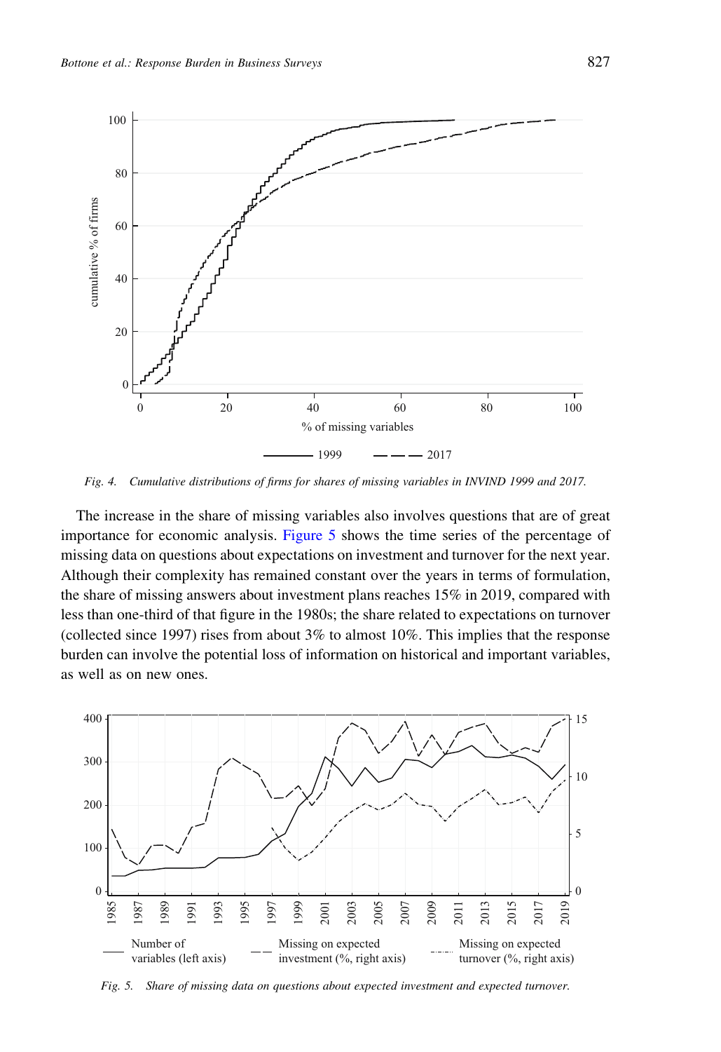Fig. 4. Cumulative distributions of firms for shares of missing variables in INVIND 1999 and 2017.

The increase in the share of missing variables also involves questions that are of great importance for economic analysis. Figure 5 shows the time series of the percentage of missing data on questions about expectations on investment and turnover for the next year. Although their complexity has remained constant over the years in terms of formulation, the share of missing answers about investment plans reaches 15% in 2019, compared with less than one-third of that figure in the 1980s; the share related to expectations on turnover (collected since 1997) rises from about 3% to almost 10%. This implies that the response burden can involve the potential loss of information on historical and important variables, as well as on new ones.

Fig. 5. Share of missing data on questions about expected investment and expected turnover.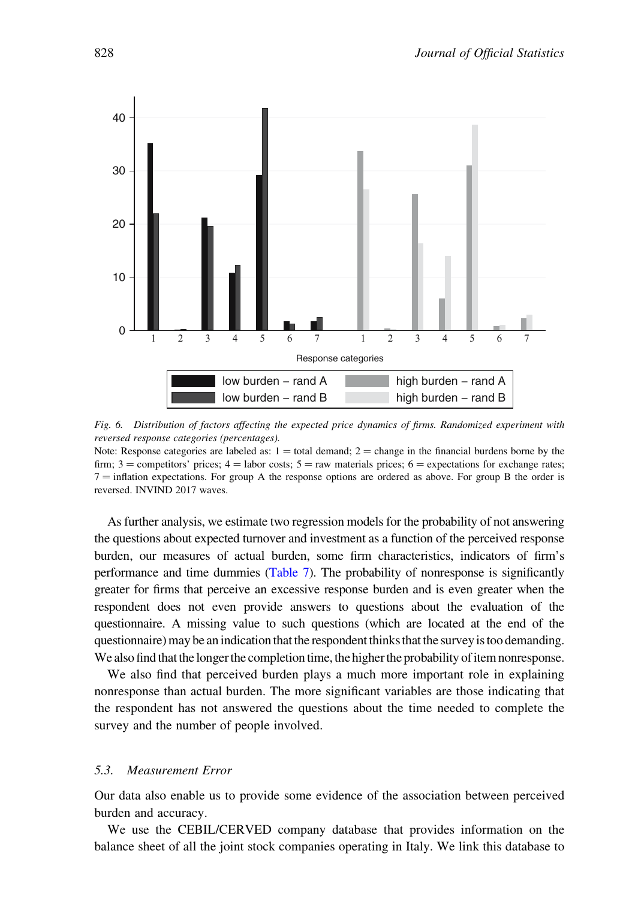Fig. 6. *Distribution of factors affecting the expected price dynamics of firms. Randomized experiment with reversed response categories (percentages).*

Note: Response categories are labeled as: 1 = total demand; 2 = change in the financial burdens borne by the firm; 3 = competitors' prices; 4 = labor costs; 5 = raw materials prices; 6 = expectations for exchange rates; 7 = inflation expectations. For group A the response options are ordered as above. For group B the order is reversed. INVIND 2017 waves.

As further analysis, we estimate two regression models for the probability of not answering the questions about expected turnover and investment as a function of the perceived response burden, our measures of actual burden, some firm characteristics, indicators of firm's performance and time dummies (Table 7). The probability of nonresponse is significantly greater for firms that perceive an excessive response burden and is even greater when the respondent does not even provide answers to questions about the evaluation of the questionnaire. A missing value to such questions (which are located at the end of the questionnaire) may be an indication that the respondent thinks that the survey is too demanding. We also find that the longer the completion time, the higher the probability of item nonresponse.

We also find that perceived burden plays a much more important role in explaining nonresponse than actual burden. The more significant variables are those indicating that the respondent has not answered the questions about the time needed to complete the survey and the number of people involved.

### 5.3. *Measurement Error*

Our data also enable us to provide some evidence of the association between perceived burden and accuracy.

We use the CEBIL/CERVED company database that provides information on the balance sheet of all the joint stock companies operating in Italy. We link this database to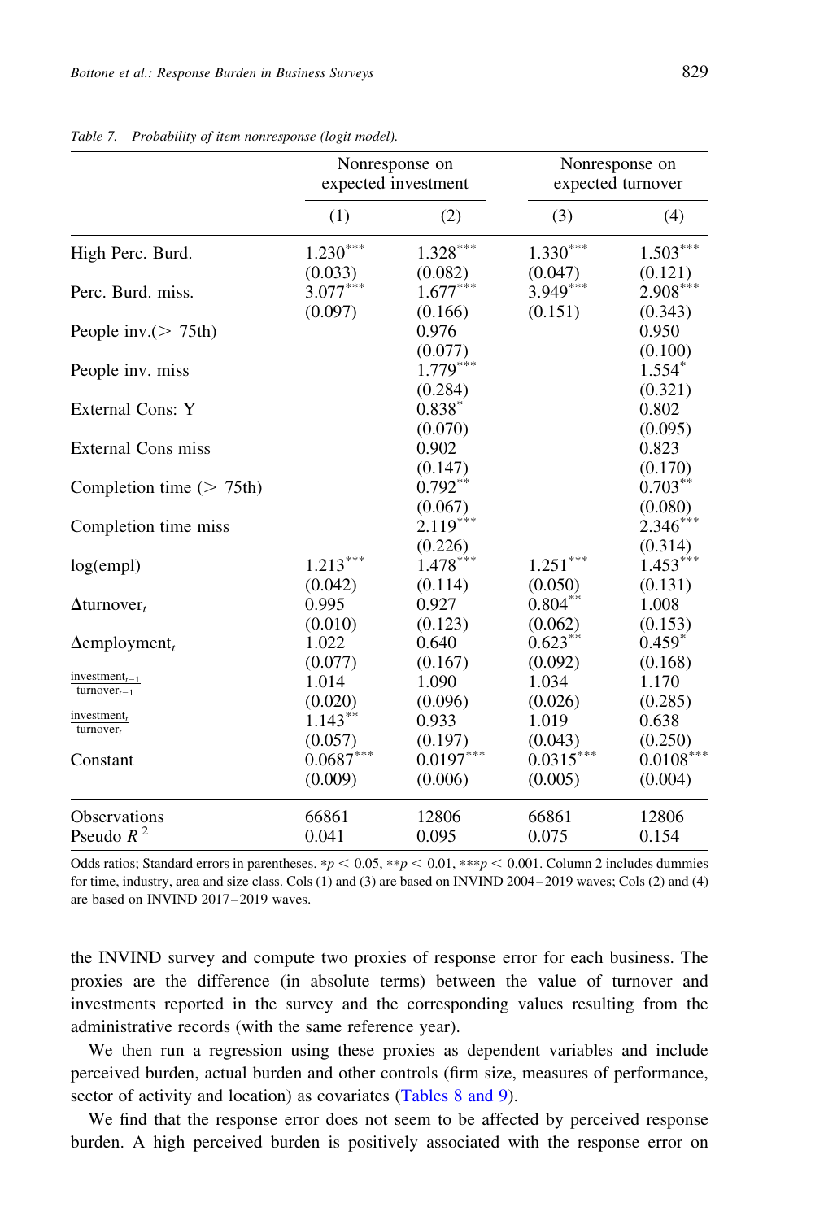Table 7. Probability of item nonresponse (logit model).

| | Nonresponse on expected investment | | Nonresponse on expected turnover | |
|---|---|---|---|---|
| | (1) | (2) | (3) | (4) |
| High Perc. Burd. | 1.230*** | 1.328*** | 1.330*** | 1.503*** |
| | (0.033) | (0.082) | (0.047) | (0.121) |
| Perc. Burd. miss. | 3.077*** | 1.677*** | 3.949*** | 2.908*** |
| | (0.097) | (0.166) | (0.151) | (0.343) |
| People inv.(> 75th) | | 0.976 | | 0.950 |
| | | (0.077) | | (0.100) |
| People inv. miss | | 1.779*** | | 1.554* |
| | | (0.284) | | (0.321) |
| External Cons: Y | | 0.838* | | 0.802 |
| | | (0.070) | | (0.095) |
| External Cons miss | | 0.902 | | 0.823 |
| | | (0.147) | | (0.170) |
| Completion time (> 75th) | | 0.792** | | 0.703** |
| | | (0.067) | | (0.080) |
| Completion time miss | | 2.119*** | | 2.346*** |
| | | (0.226) | | (0.314) |
| log(empl) | 1.213*** | 1.478*** | 1.251*** | 1.453*** |
| | (0.042) | (0.114) | (0.050) | (0.131) |
| $\Delta\text{turnover}_t$ | 0.995 | 0.927 | 0.804** | 1.008 |
| | (0.010) | (0.123) | (0.062) | (0.153) |
| $\Delta\text{employment}_t$ | 1.022 | 0.640 | 0.623** | 0.459* |
| | (0.077) | (0.167) | (0.092) | (0.168) |
| $\frac{\text{investment}_{t-1}}{\text{turnover}_{t-1}}$ | 1.014 | 1.090 | 1.034 | 1.170 |
| | (0.020) | (0.096) | (0.026) | (0.285) |
| $\frac{\text{investment}_t}{\text{turnover}_t}$ | 1.143** | 0.933 | 1.019 | 0.638 |
| | (0.057) | (0.197) | (0.043) | (0.250) |
| Constant | 0.0687*** | 0.0197*** | 0.0315*** | 0.0108*** |
| | (0.009) | (0.006) | (0.005) | (0.004) |
| Observations | 66861 | 12806 | 66861 | 12806 |
| Pseudo $R^2$ | 0.041 | 0.095 | 0.075 | 0.154 |

Odds ratios; Standard errors in parentheses. $*p < 0.05$, $**p < 0.01$, $***p < 0.001$. Column 2 includes dummies for time, industry, area and size class. Cols (1) and (3) are based on INVIND 2004–2019 waves; Cols (2) and (4) are based on INVIND 2017–2019 waves.

the INVIND survey and compute two proxies of response error for each business. The proxies are the difference (in absolute terms) between the value of turnover and investments reported in the survey and the corresponding values resulting from the administrative records (with the same reference year).

We then run a regression using these proxies as dependent variables and include perceived burden, actual burden and other controls (firm size, measures of performance, sector of activity and location) as covariates (Tables 8 and 9).

We find that the response error does not seem to be affected by perceived response burden. A high perceived burden is positively associated with the response error on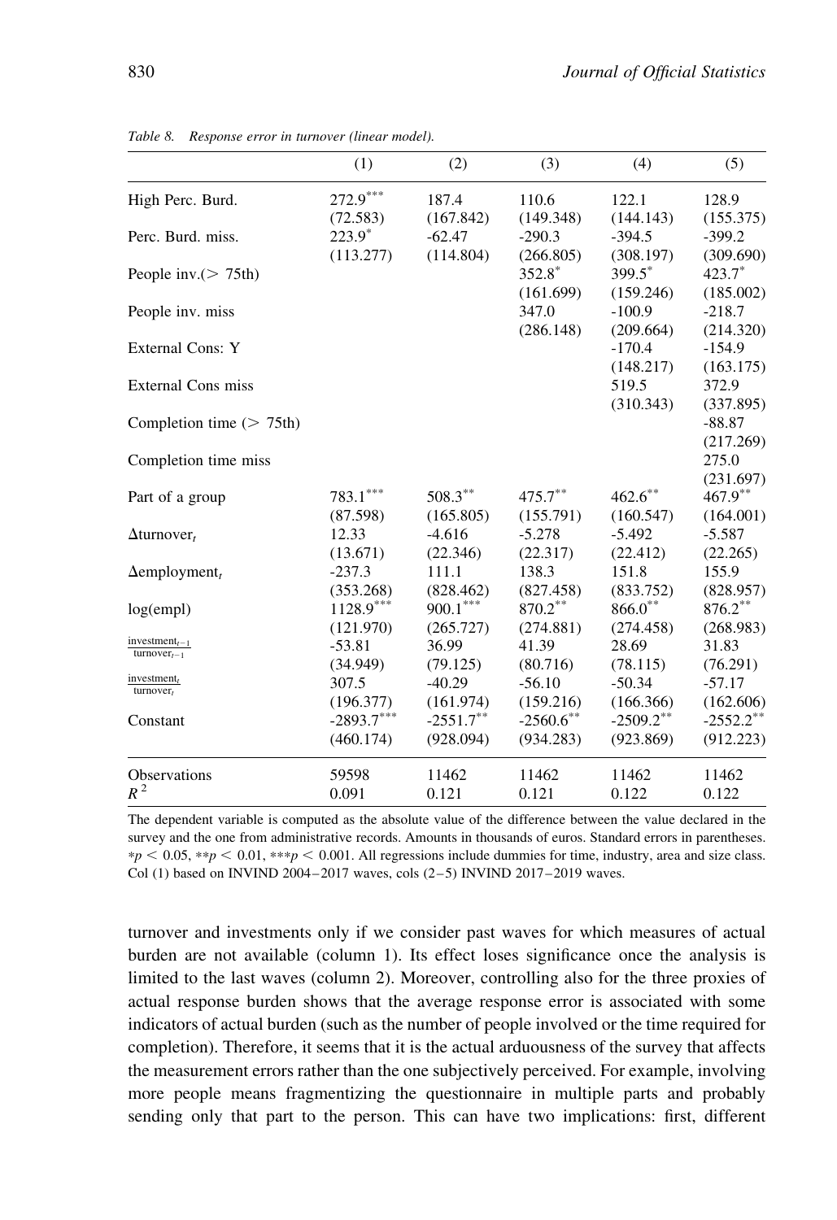Table 8. Response error in turnover (linear model).

| | (1) | (2) | (3) | (4) | (5) |
|---|---|---|---|---|---|
| High Perc. Burd. | 272.9*** | 187.4 | 110.6 | 122.1 | 128.9 |
| | (72.583) | (167.842) | (149.348) | (144.143) | (155.375) |
| Perc. Burd. miss. | 223.9* | -62.47 | -290.3 | -394.5 | -399.2 |
| | (113.277) | (114.804) | (266.805) | (308.197) | (309.690) |
| People inv.(> 75th) | | | 352.8* | 399.5* | 423.7* |
| | | | (161.699) | (159.246) | (185.002) |
| People inv. miss | | | 347.0 | -100.9 | -218.7 |
| | | | (286.148) | (209.664) | (214.320) |
| External Cons: Y | | | | -170.4 | -154.9 |
| | | | | (148.217) | (163.175) |
| External Cons miss | | | | 519.5 | 372.9 |
| | | | | (310.343) | (337.895) |
| Completion time (> 75th) | | | | | -88.87 |
| | | | | | (217.269) |
| Completion time miss | | | | | 275.0 |
| | | | | | (231.697) |
| Part of a group | 783.1*** | 508.3** | 475.7** | 462.6** | 467.9** |
| | (87.598) | (165.805) | (155.791) | (160.547) | (164.001) |
| $\Delta$turnover$_t$ | 12.33 | -4.616 | -5.278 | -5.492 | -5.587 |
| | (13.671) | (22.346) | (22.317) | (22.412) | (22.265) |
| $\Delta$employment$_t$ | -237.3 | 111.1 | 138.3 | 151.8 | 155.9 |
| | (353.268) | (828.462) | (827.458) | (833.752) | (828.957) |
| log(empl) | 1128.9*** | 900.1*** | 870.2** | 866.0** | 876.2** |
| | (121.970) | (265.727) | (274.881) | (274.458) | (268.983) |
| $\frac{\text{investment}_{t-1}}{\text{turnover}_{t-1}}$ | -53.81 | 36.99 | 41.39 | 28.69 | 31.83 |
| | (34.949) | (79.125) | (80.716) | (78.115) | (76.291) |
| $\frac{\text{investment}_t}{\text{turnover}_t}$ | 307.5 | -40.29 | -56.10 | -50.34 | -57.17 |
| | (196.377) | (161.974) | (159.216) | (166.366) | (162.606) |
| Constant | -2893.7*** | -2551.7** | -2560.6** | -2509.2** | -2552.2** |
| | (460.174) | (928.094) | (934.283) | (923.869) | (912.223) |
| Observations | 59598 | 11462 | 11462 | 11462 | 11462 |
| $R^2$ | 0.091 | 0.121 | 0.121 | 0.122 | 0.122 |

The dependent variable is computed as the absolute value of the difference between the value declared in the survey and the one from administrative records. Amounts in thousands of euros. Standard errors in parentheses. $*p < 0.05$, $**p < 0.01$, $***p < 0.001$. All regressions include dummies for time, industry, area and size class. Col (1) based on INVIND 2004–2017 waves, cols (2–5) INVIND 2017–2019 waves.

turnover and investments only if we consider past waves for which measures of actual burden are not available (column 1). Its effect loses significance once the analysis is limited to the last waves (column 2). Moreover, controlling also for the three proxies of actual response burden shows that the average response error is associated with some indicators of actual burden (such as the number of people involved or the time required for completion). Therefore, it seems that it is the actual arduousness of the survey that affects the measurement errors rather than the one subjectively perceived. For example, involving more people means fragmentizing the questionnaire in multiple parts and probably sending only that part to the person. This can have two implications: first, different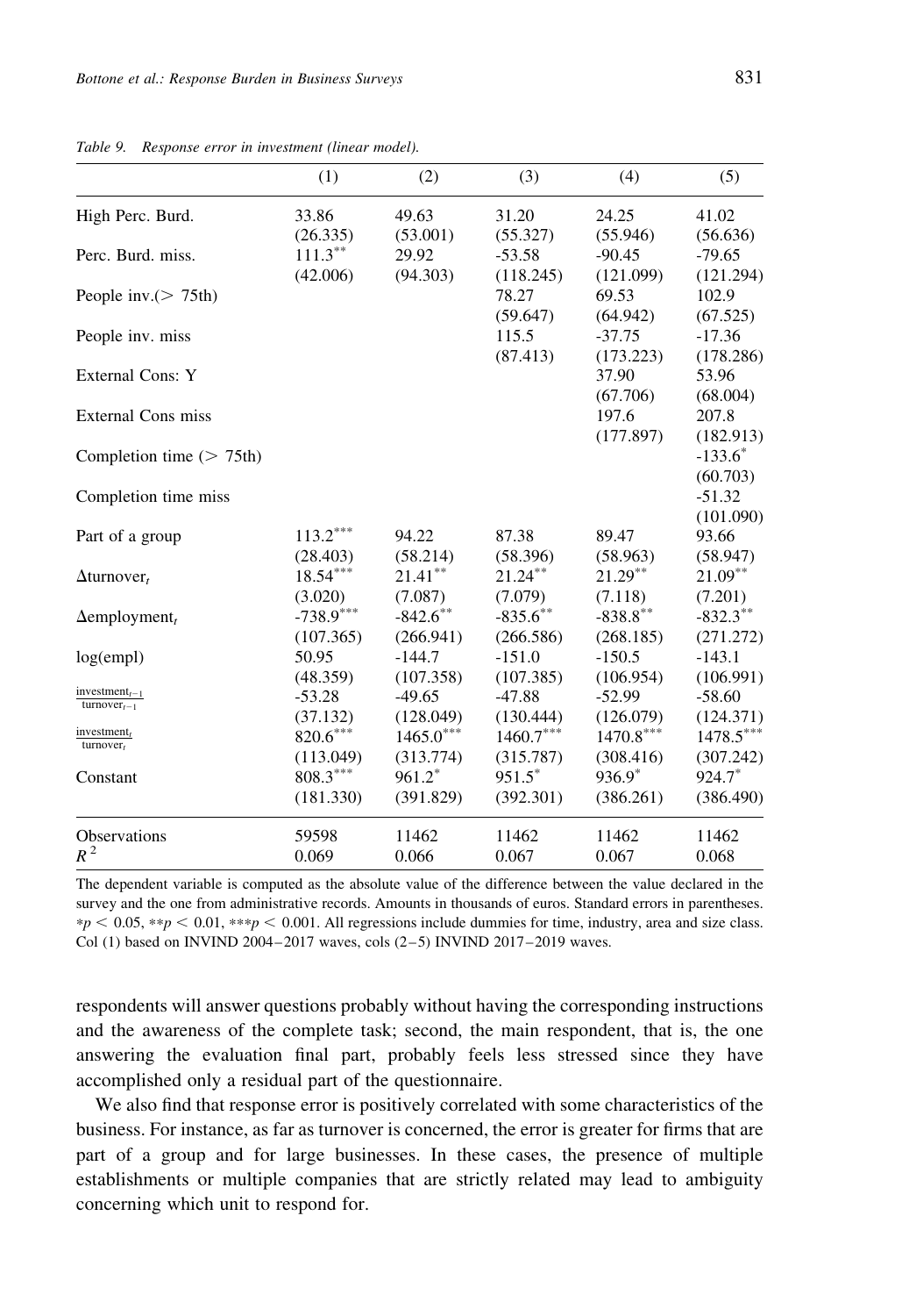*Table 9. Response error in investment (linear model).*

| | (1) | (2) | (3) | (4) | (5) |
|---|---|---|---|---|---|
| High Perc. Burd. | 33.86 | 49.63 | 31.20 | 24.25 | 41.02 |
| | (26.335) | (53.001) | (55.327) | (55.946) | (56.636) |
| Perc. Burd. miss. | $111.3^{**}$ | 29.92 | -53.58 | -90.45 | -79.65 |
| | (42.006) | (94.303) | (118.245) | (121.099) | (121.294) |
| People inv.(> 75th) | | | 78.27 | 69.53 | 102.9 |
| | | | (59.647) | (64.942) | (67.525) |
| People inv. miss | | | 115.5 | -37.75 | -17.36 |
| | | | (87.413) | (173.223) | (178.286) |
| External Cons: Y | | | | 37.90 | 53.96 |
| | | | | (67.706) | (68.004) |
| External Cons miss | | | | 197.6 | 207.8 |
| | | | | (177.897) | (182.913) |
| Completion time (> 75th) | | | | | $-133.6^{*}$ |
| | | | | | (60.703) |
| Completion time miss | | | | | -51.32 |
| | | | | | (101.090) |
| Part of a group | $113.2^{***}$ | 94.22 | 87.38 | 89.47 | 93.66 |
| | (28.403) | (58.214) | (58.396) | (58.963) | (58.947) |
| $\Delta$turnover$_t$ | $18.54^{***}$ | $21.41^{**}$ | $21.24^{**}$ | $21.29^{**}$ | $21.09^{**}$ |
| | (3.020) | (7.087) | (7.079) | (7.118) | (7.201) |
| $\Delta$employment$_t$ | $-738.9^{***}$ | $-842.6^{**}$ | $-835.6^{**}$ | $-838.8^{**}$ | $-832.3^{**}$ |
| | (107.365) | (266.941) | (266.586) | (268.185) | (271.272) |
| log(empl) | 50.95 | -144.7 | -151.0 | -150.5 | -143.1 |
| | (48.359) | (107.358) | (107.385) | (106.954) | (106.991) |
| $\frac{\text{investment}_{t-1}}{\text{turnover}_{t-1}}$ | -53.28 | -49.65 | -47.88 | -52.99 | -58.60 |
| | (37.132) | (128.049) | (130.444) | (126.079) | (124.371) |
| $\frac{\text{investment}_{t}}{\text{turnover}_{t}}$ | $820.6^{***}$ | $1465.0^{***}$ | $1460.7^{***}$ | $1470.8^{***}$ | $1478.5^{***}$ |
| | (113.049) | (313.774) | (315.787) | (308.416) | (307.242) |
| Constant | $808.3^{***}$ | $961.2^{*}$ | $951.5^{*}$ | $936.9^{*}$ | $924.7^{*}$ |
| | (181.330) | (391.829) | (392.301) | (386.261) | (386.490) |
| Observations | 59598 | 11462 | 11462 | 11462 | 11462 |
| $R^2$ | 0.069 | 0.066 | 0.067 | 0.067 | 0.068 |

The dependent variable is computed as the absolute value of the difference between the value declared in the survey and the one from administrative records. Amounts in thousands of euros. Standard errors in parentheses. $*p < 0.05$, $**p < 0.01$, $***p < 0.001$. All regressions include dummies for time, industry, area and size class. Col (1) based on INVIND 2004–2017 waves, cols (2–5) INVIND 2017–2019 waves.

respondents will answer questions probably without having the corresponding instructions and the awareness of the complete task; second, the main respondent, that is, the one answering the evaluation final part, probably feels less stressed since they have accomplished only a residual part of the questionnaire.

We also find that response error is positively correlated with some characteristics of the business. For instance, as far as turnover is concerned, the error is greater for firms that are part of a group and for large businesses. In these cases, the presence of multiple establishments or multiple companies that are strictly related may lead to ambiguity concerning which unit to respond for.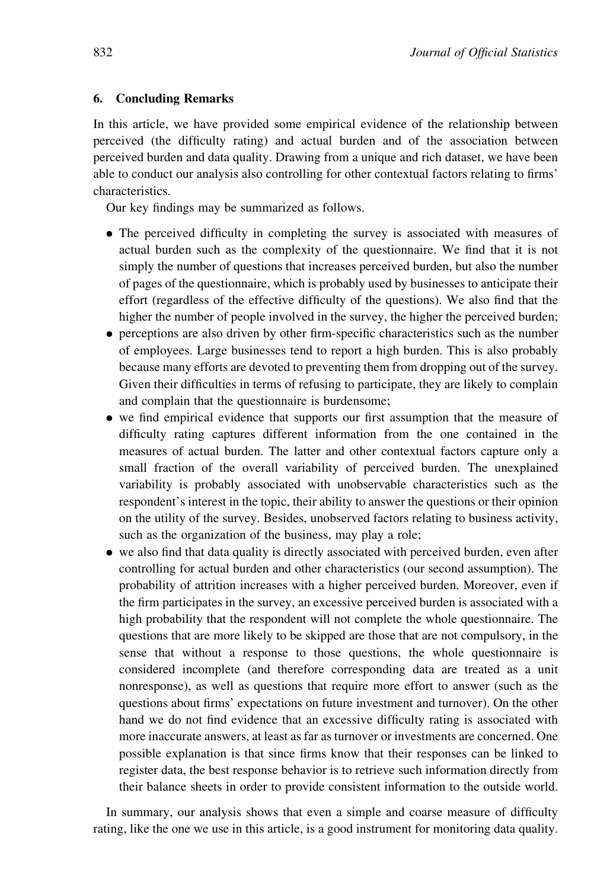## 6. Concluding Remarks

In this article, we have provided some empirical evidence of the relationship between perceived (the difficulty rating) and actual burden and of the association between perceived burden and data quality. Drawing from a unique and rich dataset, we have been able to conduct our analysis also controlling for other contextual factors relating to firms' characteristics.

Our key findings may be summarized as follows.

- The perceived difficulty in completing the survey is associated with measures of actual burden such as the complexity of the questionnaire. We find that it is not simply the number of questions that increases perceived burden, but also the number of pages of the questionnaire, which is probably used by businesses to anticipate their effort (regardless of the effective difficulty of the questions). We also find that the higher the number of people involved in the survey, the higher the perceived burden;
- perceptions are also driven by other firm-specific characteristics such as the number of employees. Large businesses tend to report a high burden. This is also probably because many efforts are devoted to preventing them from dropping out of the survey. Given their difficulties in terms of refusing to participate, they are likely to complain and complain that the questionnaire is burdensome;
- we find empirical evidence that supports our first assumption that the measure of difficulty rating captures different information from the one contained in the measures of actual burden. The latter and other contextual factors capture only a small fraction of the overall variability of perceived burden. The unexplained variability is probably associated with unobservable characteristics such as the respondent's interest in the topic, their ability to answer the questions or their opinion on the utility of the survey. Besides, unobserved factors relating to business activity, such as the organization of the business, may play a role;
- we also find that data quality is directly associated with perceived burden, even after controlling for actual burden and other characteristics (our second assumption). The probability of attrition increases with a higher perceived burden. Moreover, even if the firm participates in the survey, an excessive perceived burden is associated with a high probability that the respondent will not complete the whole questionnaire. The questions that are more likely to be skipped are those that are not compulsory, in the sense that without a response to those questions, the whole questionnaire is considered incomplete (and therefore corresponding data are treated as a unit nonresponse), as well as questions that require more effort to answer (such as the questions about firms' expectations on future investment and turnover). On the other hand we do not find evidence that an excessive difficulty rating is associated with more inaccurate answers, at least as far as turnover or investments are concerned. One possible explanation is that since firms know that their responses can be linked to register data, the best response behavior is to retrieve such information directly from their balance sheets in order to provide consistent information to the outside world.

In summary, our analysis shows that even a simple and coarse measure of difficulty rating, like the one we use in this article, is a good instrument for monitoring data quality.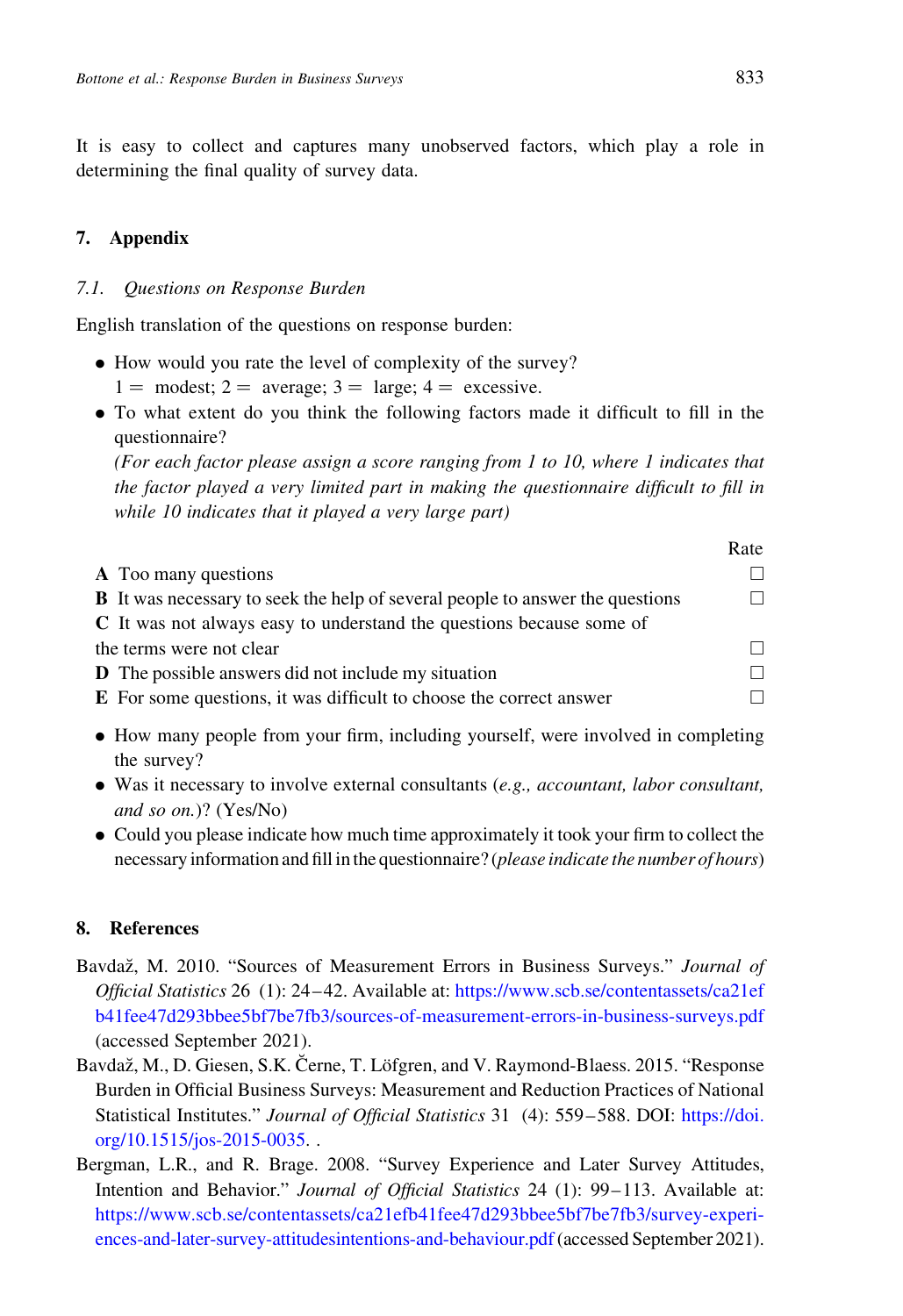It is easy to collect and captures many unobserved factors, which play a role in determining the final quality of survey data.

## 7. Appendix

### 7.1. Questions on Response Burden

English translation of the questions on response burden:

- How would you rate the level of complexity of the survey?
  1 = modest; 2 = average; 3 = large; 4 = excessive.
- To what extent do you think the following factors made it difficult to fill in the questionnaire?
  *(For each factor please assign a score ranging from 1 to 10, where 1 indicates that the factor played a very limited part in making the questionnaire difficult to fill in while 10 indicates that it played a very large part)*

| | Rate |
|---|---|
| **A** Too many questions | ☐ |
| **B** It was necessary to seek the help of several people to answer the questions | ☐ |
| **C** It was not always easy to understand the questions because some of the terms were not clear | ☐ |
| **D** The possible answers did not include my situation | ☐ |
| **E** For some questions, it was difficult to choose the correct answer | ☐ |

- How many people from your firm, including yourself, were involved in completing the survey?
- Was it necessary to involve external consultants (*e.g., accountant, labor consultant, and so on.*)? (Yes/No)
- Could you please indicate how much time approximately it took your firm to collect the necessary information and fill in the questionnaire? (*please indicate the number of hours*)

## 8. References

Bavdaž, M. 2010. "Sources of Measurement Errors in Business Surveys." *Journal of Official Statistics* 26 (1): 24–42. Available at: https://www.scb.se/contentassets/ca21efb41fee47d293bbee5bf7be7fb3/sources-of-measurement-errors-in-business-surveys.pdf (accessed September 2021).

Bavdaž, M., D. Giesen, S.K. Černe, T. Löfgren, and V. Raymond-Blaess. 2015. "Response Burden in Official Business Surveys: Measurement and Reduction Practices of National Statistical Institutes." *Journal of Official Statistics* 31 (4): 559–588. DOI: https://doi.org/10.1515/jos-2015-0035. .

Bergman, L.R., and R. Brage. 2008. "Survey Experience and Later Survey Attitudes, Intention and Behavior." *Journal of Official Statistics* 24 (1): 99–113. Available at: https://www.scb.se/contentassets/ca21efb41fee47d293bbee5bf7be7fb3/survey-experiences-and-later-survey-attitudesintentions-and-behaviour.pdf (accessed September 2021).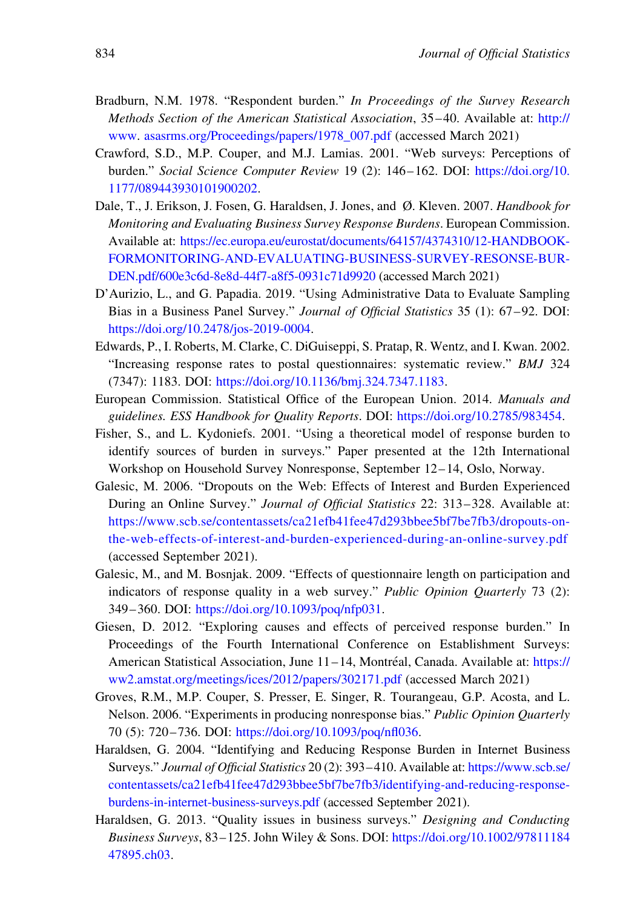Bradburn, N.M. 1978. "Respondent burden." *In Proceedings of the Survey Research Methods Section of the American Statistical Association*, 35–40. Available at: http://www. asasrms.org/Proceedings/papers/1978_007.pdf (accessed March 2021)

Crawford, S.D., M.P. Couper, and M.J. Lamias. 2001. "Web surveys: Perceptions of burden." *Social Science Computer Review* 19 (2): 146–162. DOI: https://doi.org/10.1177/089443930101900202.

Dale, T., J. Erikson, J. Fosen, G. Haraldsen, J. Jones, and Ø. Kleven. 2007. *Handbook for Monitoring and Evaluating Business Survey Response Burdens*. European Commission. Available at: https://ec.europa.eu/eurostat/documents/64157/4374310/12-HANDBOOK-FORMONITORING-AND-EVALUATING-BUSINESS-SURVEY-RESONSE-BURDEN.pdf/600e3c6d-8e8d-44f7-a8f5-0931c71d9920 (accessed March 2021)

D'Aurizio, L., and G. Papadia. 2019. "Using Administrative Data to Evaluate Sampling Bias in a Business Panel Survey." *Journal of Official Statistics* 35 (1): 67–92. DOI: https://doi.org/10.2478/jos-2019-0004.

Edwards, P., I. Roberts, M. Clarke, C. DiGuiseppi, S. Pratap, R. Wentz, and I. Kwan. 2002. "Increasing response rates to postal questionnaires: systematic review." *BMJ* 324 (7347): 1183. DOI: https://doi.org/10.1136/bmj.324.7347.1183.

European Commission. Statistical Office of the European Union. 2014. *Manuals and guidelines. ESS Handbook for Quality Reports*. DOI: https://doi.org/10.2785/983454.

Fisher, S., and L. Kydoniefs. 2001. "Using a theoretical model of response burden to identify sources of burden in surveys." Paper presented at the 12th International Workshop on Household Survey Nonresponse, September 12–14, Oslo, Norway.

Galesic, M. 2006. "Dropouts on the Web: Effects of Interest and Burden Experienced During an Online Survey." *Journal of Official Statistics* 22: 313–328. Available at: https://www.scb.se/contentassets/ca21efb41fee47d293bbee5bf7be7fb3/dropouts-on-the-web-effects-of-interest-and-burden-experienced-during-an-online-survey.pdf (accessed September 2021).

Galesic, M., and M. Bosnjak. 2009. "Effects of questionnaire length on participation and indicators of response quality in a web survey." *Public Opinion Quarterly* 73 (2): 349–360. DOI: https://doi.org/10.1093/poq/nfp031.

Giesen, D. 2012. "Exploring causes and effects of perceived response burden." In Proceedings of the Fourth International Conference on Establishment Surveys: American Statistical Association, June 11–14, Montréal, Canada. Available at: https://ww2.amstat.org/meetings/ices/2012/papers/302171.pdf (accessed March 2021)

Groves, R.M., M.P. Couper, S. Presser, E. Singer, R. Tourangeau, G.P. Acosta, and L. Nelson. 2006. "Experiments in producing nonresponse bias." *Public Opinion Quarterly* 70 (5): 720–736. DOI: https://doi.org/10.1093/poq/nfl036.

Haraldsen, G. 2004. "Identifying and Reducing Response Burden in Internet Business Surveys." *Journal of Official Statistics* 20 (2): 393–410. Available at: https://www.scb.se/contentassets/ca21efb41fee47d293bbee5bf7be7fb3/identifying-and-reducing-response-burdens-in-internet-business-surveys.pdf (accessed September 2021).

Haraldsen, G. 2013. "Quality issues in business surveys." *Designing and Conducting Business Surveys*, 83–125. John Wiley & Sons. DOI: https://doi.org/10.1002/9781118447895.ch03.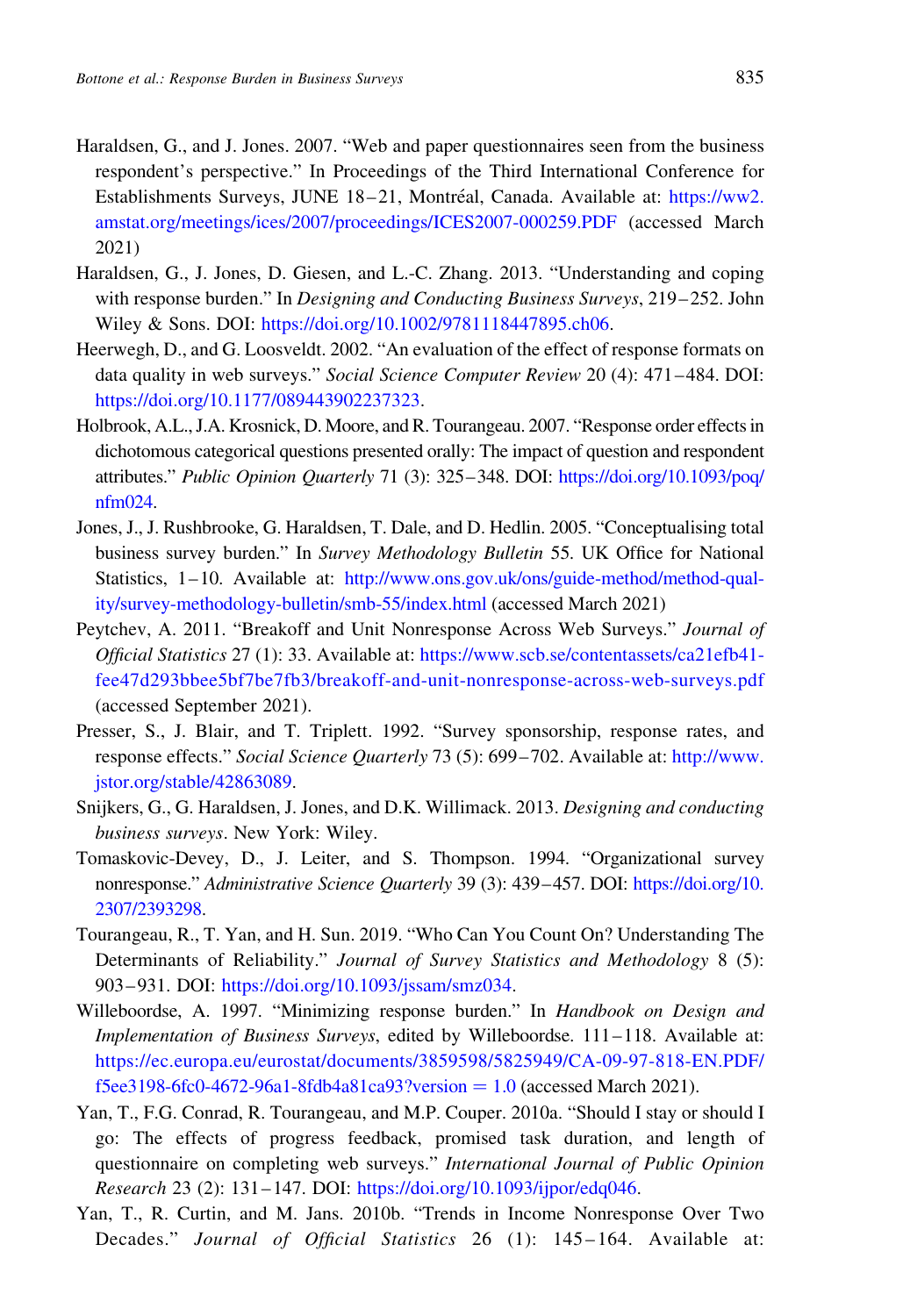Haraldsen, G., and J. Jones. 2007. "Web and paper questionnaires seen from the business respondent's perspective." In Proceedings of the Third International Conference for Establishments Surveys, JUNE 18–21, Montréal, Canada. Available at: https://ww2.amstat.org/meetings/ices/2007/proceedings/ICES2007-000259.PDF (accessed March 2021)

Haraldsen, G., J. Jones, D. Giesen, and L.-C. Zhang. 2013. "Understanding and coping with response burden." In *Designing and Conducting Business Surveys*, 219–252. John Wiley & Sons. DOI: https://doi.org/10.1002/9781118447895.ch06.

Heerwegh, D., and G. Loosveldt. 2002. "An evaluation of the effect of response formats on data quality in web surveys." *Social Science Computer Review* 20 (4): 471–484. DOI: https://doi.org/10.1177/089443902237323.

Holbrook, A.L., J.A. Krosnick, D. Moore, and R. Tourangeau. 2007. "Response order effects in dichotomous categorical questions presented orally: The impact of question and respondent attributes." *Public Opinion Quarterly* 71 (3): 325–348. DOI: https://doi.org/10.1093/poq/nfm024.

Jones, J., J. Rushbrooke, G. Haraldsen, T. Dale, and D. Hedlin. 2005. "Conceptualising total business survey burden." In *Survey Methodology Bulletin* 55. UK Office for National Statistics, 1–10. Available at: http://www.ons.gov.uk/ons/guide-method/method-quality/survey-methodology-bulletin/smb-55/index.html (accessed March 2021)

Peytchev, A. 2011. "Breakoff and Unit Nonresponse Across Web Surveys." *Journal of Official Statistics* 27 (1): 33. Available at: https://www.scb.se/contentassets/ca21efb41fee47d293bbee5bf7be7fb3/breakoff-and-unit-nonresponse-across-web-surveys.pdf (accessed September 2021).

Presser, S., J. Blair, and T. Triplett. 1992. "Survey sponsorship, response rates, and response effects." *Social Science Quarterly* 73 (5): 699–702. Available at: http://www.jstor.org/stable/42863089.

Snijkers, G., G. Haraldsen, J. Jones, and D.K. Willimack. 2013. *Designing and conducting business surveys*. New York: Wiley.

Tomaskovic-Devey, D., J. Leiter, and S. Thompson. 1994. "Organizational survey nonresponse." *Administrative Science Quarterly* 39 (3): 439–457. DOI: https://doi.org/10.2307/2393298.

Tourangeau, R., T. Yan, and H. Sun. 2019. "Who Can You Count On? Understanding The Determinants of Reliability." *Journal of Survey Statistics and Methodology* 8 (5): 903–931. DOI: https://doi.org/10.1093/jssam/smz034.

Willeboordse, A. 1997. "Minimizing response burden." In *Handbook on Design and Implementation of Business Surveys*, edited by Willeboordse. 111–118. Available at: https://ec.europa.eu/eurostat/documents/3859598/5825949/CA-09-97-818-EN.PDF/f5ee3198-6fc0-4672-96a1-8fdb4a81ca93?version = 1.0 (accessed March 2021).

Yan, T., F.G. Conrad, R. Tourangeau, and M.P. Couper. 2010a. "Should I stay or should I go: The effects of progress feedback, promised task duration, and length of questionnaire on completing web surveys." *International Journal of Public Opinion Research* 23 (2): 131–147. DOI: https://doi.org/10.1093/ijpor/edq046.

Yan, T., R. Curtin, and M. Jans. 2010b. "Trends in Income Nonresponse Over Two Decades." *Journal of Official Statistics* 26 (1): 145–164. Available at: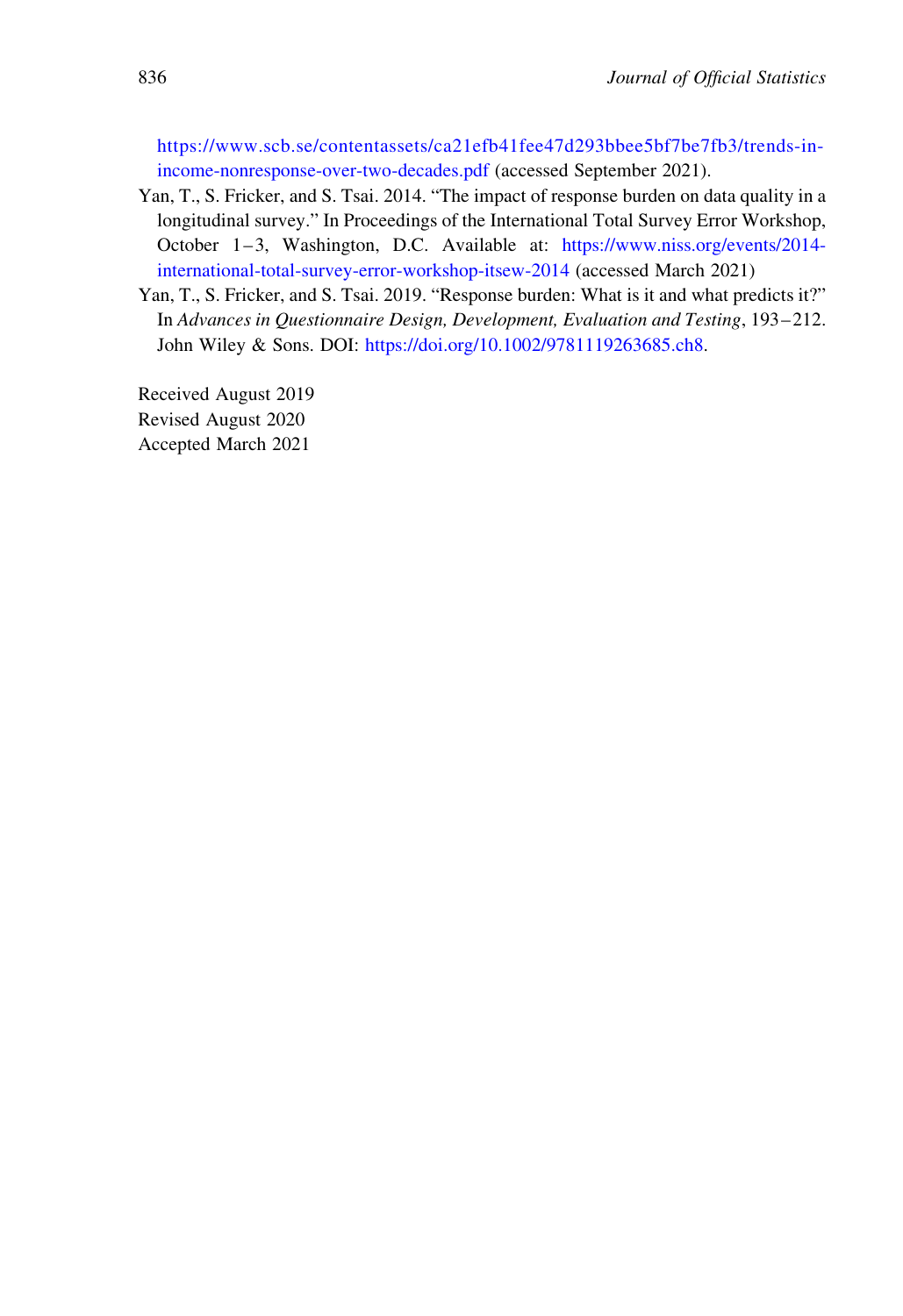https://www.scb.se/contentassets/ca21efb41fee47d293bbee5bf7be7fb3/trends-in-income-nonresponse-over-two-decades.pdf (accessed September 2021).

Yan, T., S. Fricker, and S. Tsai. 2014. "The impact of response burden on data quality in a longitudinal survey." In Proceedings of the International Total Survey Error Workshop, October 1–3, Washington, D.C. Available at: https://www.niss.org/events/2014-international-total-survey-error-workshop-itsew-2014 (accessed March 2021)

Yan, T., S. Fricker, and S. Tsai. 2019. "Response burden: What is it and what predicts it?" In *Advances in Questionnaire Design, Development, Evaluation and Testing*, 193–212. John Wiley & Sons. DOI: https://doi.org/10.1002/9781119263685.ch8.

Received August 2019
Revised August 2020
Accepted March 2021